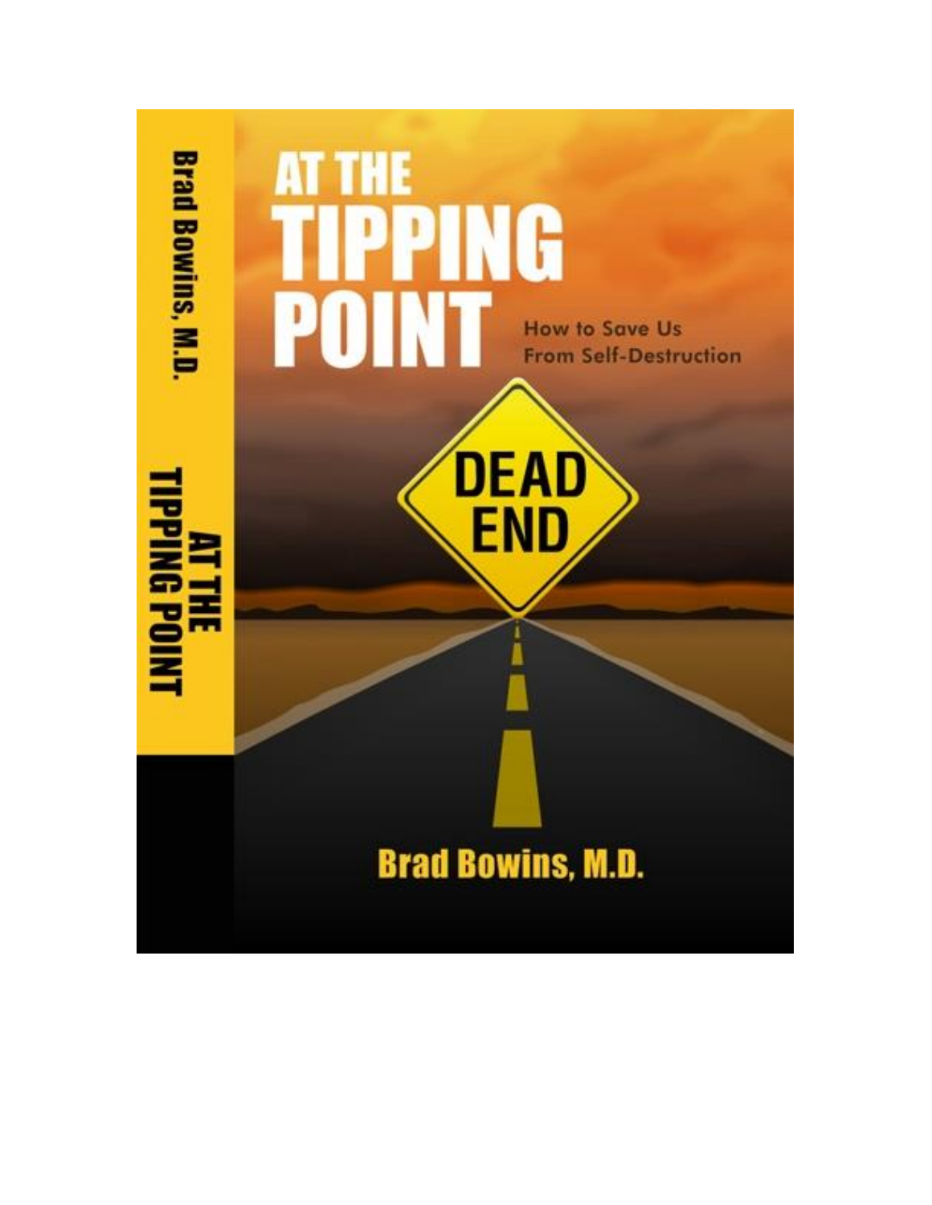# AT THE TIPPING POINT

## How to Save Us From Self-Destruction

DEAD END

**Brad Bowins, M.D.**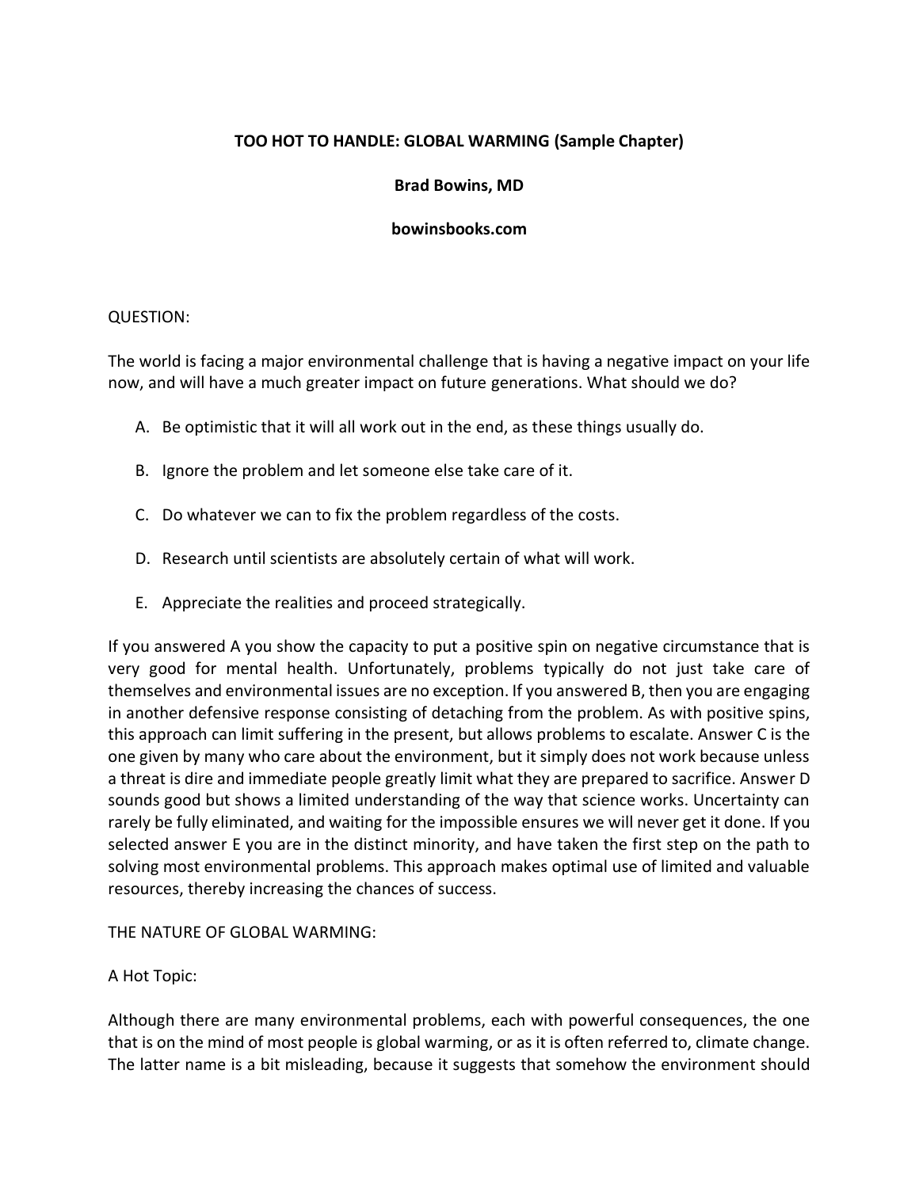**TOO HOT TO HANDLE: GLOBAL WARMING (Sample Chapter)**

**Brad Bowins, MD**

**bowinsbooks.com**

QUESTION:

The world is facing a major environmental challenge that is having a negative impact on your life now, and will have a much greater impact on future generations. What should we do?

A. Be optimistic that it will all work out in the end, as these things usually do.

B. Ignore the problem and let someone else take care of it.

C. Do whatever we can to fix the problem regardless of the costs.

D. Research until scientists are absolutely certain of what will work.

E. Appreciate the realities and proceed strategically.

If you answered A you show the capacity to put a positive spin on negative circumstance that is very good for mental health. Unfortunately, problems typically do not just take care of themselves and environmental issues are no exception. If you answered B, then you are engaging in another defensive response consisting of detaching from the problem. As with positive spins, this approach can limit suffering in the present, but allows problems to escalate. Answer C is the one given by many who care about the environment, but it simply does not work because unless a threat is dire and immediate people greatly limit what they are prepared to sacrifice. Answer D sounds good but shows a limited understanding of the way that science works. Uncertainty can rarely be fully eliminated, and waiting for the impossible ensures we will never get it done. If you selected answer E you are in the distinct minority, and have taken the first step on the path to solving most environmental problems. This approach makes optimal use of limited and valuable resources, thereby increasing the chances of success.

THE NATURE OF GLOBAL WARMING:

A Hot Topic:

Although there are many environmental problems, each with powerful consequences, the one that is on the mind of most people is global warming, or as it is often referred to, climate change. The latter name is a bit misleading, because it suggests that somehow the environment should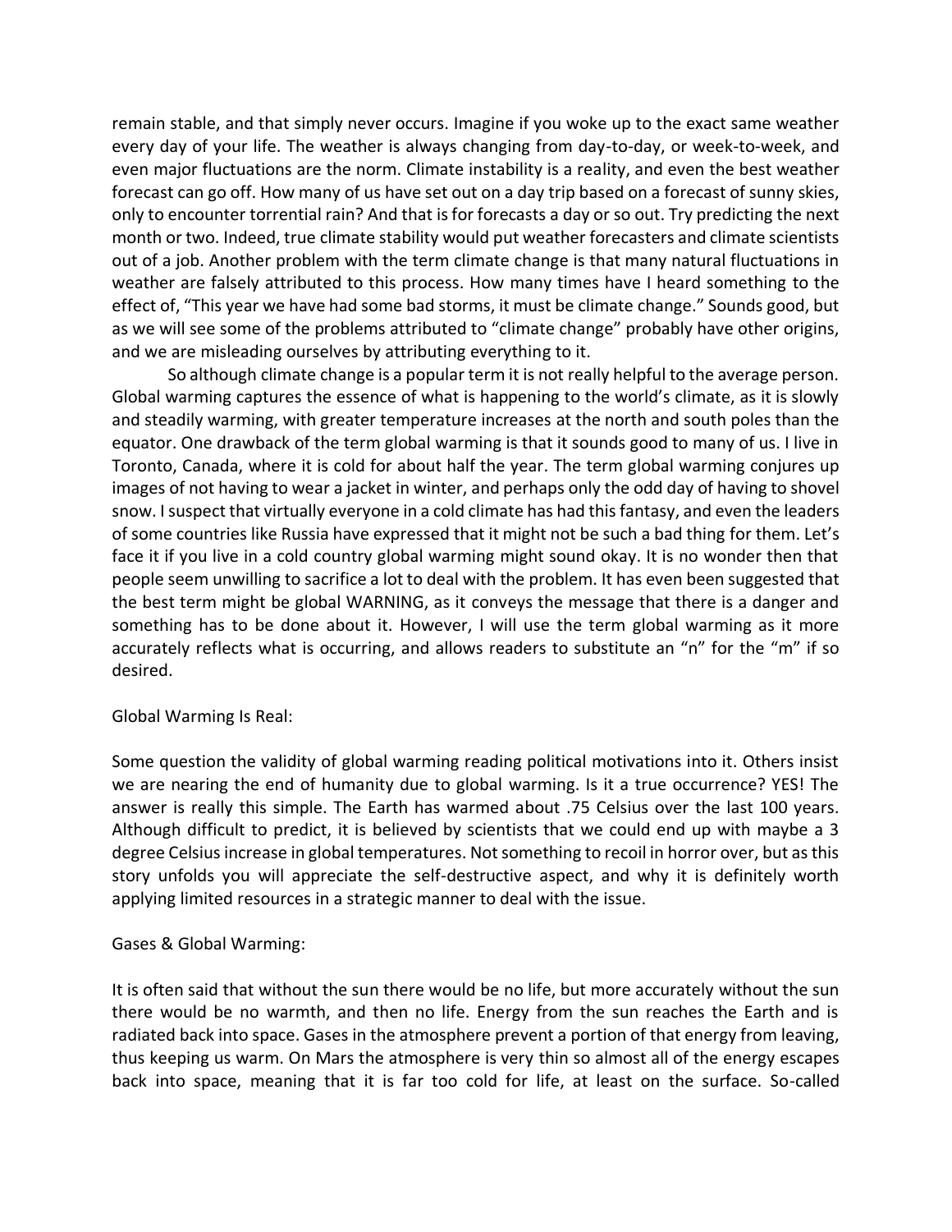remain stable, and that simply never occurs. Imagine if you woke up to the exact same weather every day of your life. The weather is always changing from day-to-day, or week-to-week, and even major fluctuations are the norm. Climate instability is a reality, and even the best weather forecast can go off. How many of us have set out on a day trip based on a forecast of sunny skies, only to encounter torrential rain? And that is for forecasts a day or so out. Try predicting the next month or two. Indeed, true climate stability would put weather forecasters and climate scientists out of a job. Another problem with the term climate change is that many natural fluctuations in weather are falsely attributed to this process. How many times have I heard something to the effect of, "This year we have had some bad storms, it must be climate change." Sounds good, but as we will see some of the problems attributed to "climate change" probably have other origins, and we are misleading ourselves by attributing everything to it.

So although climate change is a popular term it is not really helpful to the average person. Global warming captures the essence of what is happening to the world's climate, as it is slowly and steadily warming, with greater temperature increases at the north and south poles than the equator. One drawback of the term global warming is that it sounds good to many of us. I live in Toronto, Canada, where it is cold for about half the year. The term global warming conjures up images of not having to wear a jacket in winter, and perhaps only the odd day of having to shovel snow. I suspect that virtually everyone in a cold climate has had this fantasy, and even the leaders of some countries like Russia have expressed that it might not be such a bad thing for them. Let's face it if you live in a cold country global warming might sound okay. It is no wonder then that people seem unwilling to sacrifice a lot to deal with the problem. It has even been suggested that the best term might be global WARNING, as it conveys the message that there is a danger and something has to be done about it. However, I will use the term global warming as it more accurately reflects what is occurring, and allows readers to substitute an "n" for the "m" if so desired.

## Global Warming Is Real:

Some question the validity of global warming reading political motivations into it. Others insist we are nearing the end of humanity due to global warming. Is it a true occurrence? YES! The answer is really this simple. The Earth has warmed about .75 Celsius over the last 100 years. Although difficult to predict, it is believed by scientists that we could end up with maybe a 3 degree Celsius increase in global temperatures. Not something to recoil in horror over, but as this story unfolds you will appreciate the self-destructive aspect, and why it is definitely worth applying limited resources in a strategic manner to deal with the issue.

## Gases & Global Warming:

It is often said that without the sun there would be no life, but more accurately without the sun there would be no warmth, and then no life. Energy from the sun reaches the Earth and is radiated back into space. Gases in the atmosphere prevent a portion of that energy from leaving, thus keeping us warm. On Mars the atmosphere is very thin so almost all of the energy escapes back into space, meaning that it is far too cold for life, at least on the surface. So-called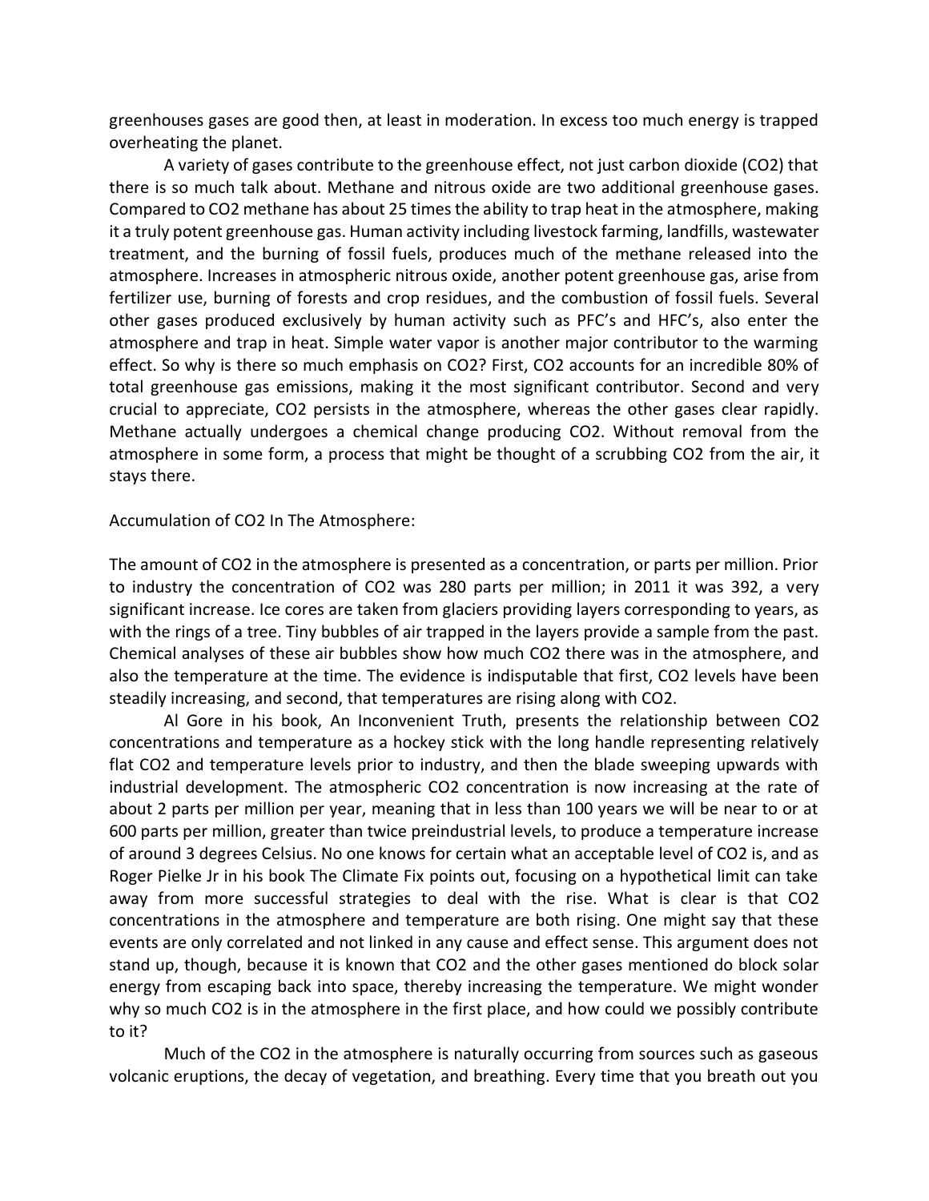greenhouses gases are good then, at least in moderation. In excess too much energy is trapped overheating the planet.

A variety of gases contribute to the greenhouse effect, not just carbon dioxide ($CO_2$) that there is so much talk about. Methane and nitrous oxide are two additional greenhouse gases. Compared to $CO_2$ methane has about 25 times the ability to trap heat in the atmosphere, making it a truly potent greenhouse gas. Human activity including livestock farming, landfills, wastewater treatment, and the burning of fossil fuels, produces much of the methane released into the atmosphere. Increases in atmospheric nitrous oxide, another potent greenhouse gas, arise from fertilizer use, burning of forests and crop residues, and the combustion of fossil fuels. Several other gases produced exclusively by human activity such as PFC's and HFC's, also enter the atmosphere and trap in heat. Simple water vapor is another major contributor to the warming effect. So why is there so much emphasis on $CO_2$? First, $CO_2$ accounts for an incredible 80% of total greenhouse gas emissions, making it the most significant contributor. Second and very crucial to appreciate, $CO_2$ persists in the atmosphere, whereas the other gases clear rapidly. Methane actually undergoes a chemical change producing $CO_2$. Without removal from the atmosphere in some form, a process that might be thought of a scrubbing $CO_2$ from the air, it stays there.

## Accumulation of $CO_2$ In The Atmosphere:

The amount of $CO_2$ in the atmosphere is presented as a concentration, or parts per million. Prior to industry the concentration of $CO_2$ was 280 parts per million; in 2011 it was 392, a very significant increase. Ice cores are taken from glaciers providing layers corresponding to years, as with the rings of a tree. Tiny bubbles of air trapped in the layers provide a sample from the past. Chemical analyses of these air bubbles show how much $CO_2$ there was in the atmosphere, and also the temperature at the time. The evidence is indisputable that first, $CO_2$ levels have been steadily increasing, and second, that temperatures are rising along with $CO_2$.

Al Gore in his book, An Inconvenient Truth, presents the relationship between $CO_2$ concentrations and temperature as a hockey stick with the long handle representing relatively flat $CO_2$ and temperature levels prior to industry, and then the blade sweeping upwards with industrial development. The atmospheric $CO_2$ concentration is now increasing at the rate of about 2 parts per million per year, meaning that in less than 100 years we will be near to or at 600 parts per million, greater than twice preindustrial levels, to produce a temperature increase of around 3 degrees Celsius. No one knows for certain what an acceptable level of $CO_2$ is, and as Roger Pielke Jr in his book The Climate Fix points out, focusing on a hypothetical limit can take away from more successful strategies to deal with the rise. What is clear is that $CO_2$ concentrations in the atmosphere and temperature are both rising. One might say that these events are only correlated and not linked in any cause and effect sense. This argument does not stand up, though, because it is known that $CO_2$ and the other gases mentioned do block solar energy from escaping back into space, thereby increasing the temperature. We might wonder why so much $CO_2$ is in the atmosphere in the first place, and how could we possibly contribute to it?

Much of the $CO_2$ in the atmosphere is naturally occurring from sources such as gaseous volcanic eruptions, the decay of vegetation, and breathing. Every time that you breath out you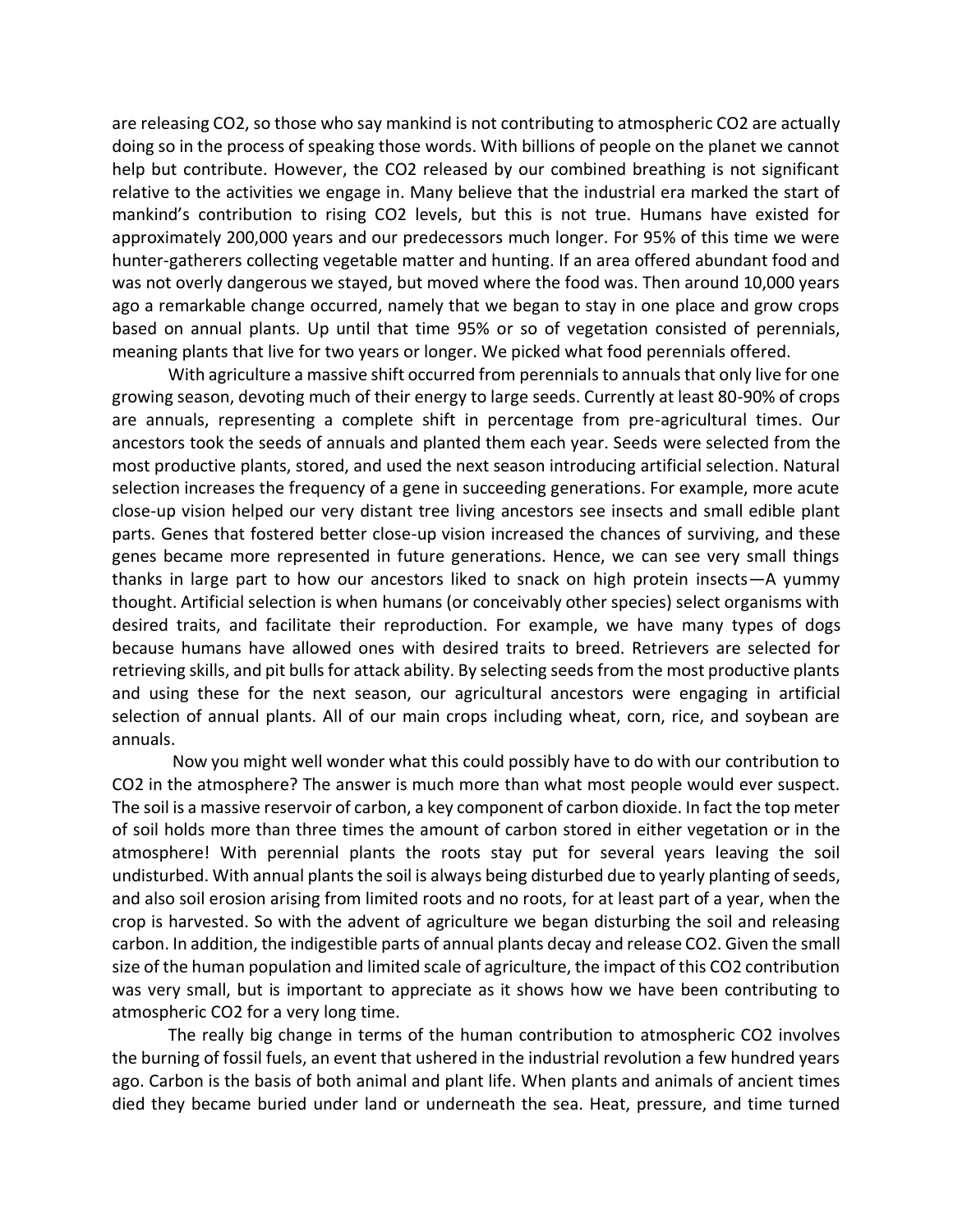are releasing $CO_2$, so those who say mankind is not contributing to atmospheric $CO_2$ are actually doing so in the process of speaking those words. With billions of people on the planet we cannot help but contribute. However, the $CO_2$ released by our combined breathing is not significant relative to the activities we engage in. Many believe that the industrial era marked the start of mankind's contribution to rising $CO_2$ levels, but this is not true. Humans have existed for approximately 200,000 years and our predecessors much longer. For 95% of this time we were hunter-gatherers collecting vegetable matter and hunting. If an area offered abundant food and was not overly dangerous we stayed, but moved where the food was. Then around 10,000 years ago a remarkable change occurred, namely that we began to stay in one place and grow crops based on annual plants. Up until that time 95% or so of vegetation consisted of perennials, meaning plants that live for two years or longer. We picked what food perennials offered.

With agriculture a massive shift occurred from perennials to annuals that only live for one growing season, devoting much of their energy to large seeds. Currently at least 80-90% of crops are annuals, representing a complete shift in percentage from pre-agricultural times. Our ancestors took the seeds of annuals and planted them each year. Seeds were selected from the most productive plants, stored, and used the next season introducing artificial selection. Natural selection increases the frequency of a gene in succeeding generations. For example, more acute close-up vision helped our very distant tree living ancestors see insects and small edible plant parts. Genes that fostered better close-up vision increased the chances of surviving, and these genes became more represented in future generations. Hence, we can see very small things thanks in large part to how our ancestors liked to snack on high protein insects—A yummy thought. Artificial selection is when humans (or conceivably other species) select organisms with desired traits, and facilitate their reproduction. For example, we have many types of dogs because humans have allowed ones with desired traits to breed. Retrievers are selected for retrieving skills, and pit bulls for attack ability. By selecting seeds from the most productive plants and using these for the next season, our agricultural ancestors were engaging in artificial selection of annual plants. All of our main crops including wheat, corn, rice, and soybean are annuals.

Now you might well wonder what this could possibly have to do with our contribution to $CO_2$ in the atmosphere? The answer is much more than what most people would ever suspect. The soil is a massive reservoir of carbon, a key component of carbon dioxide. In fact the top meter of soil holds more than three times the amount of carbon stored in either vegetation or in the atmosphere! With perennial plants the roots stay put for several years leaving the soil undisturbed. With annual plants the soil is always being disturbed due to yearly planting of seeds, and also soil erosion arising from limited roots and no roots, for at least part of a year, when the crop is harvested. So with the advent of agriculture we began disturbing the soil and releasing carbon. In addition, the indigestible parts of annual plants decay and release $CO_2$. Given the small size of the human population and limited scale of agriculture, the impact of this $CO_2$ contribution was very small, but is important to appreciate as it shows how we have been contributing to atmospheric $CO_2$ for a very long time.

The really big change in terms of the human contribution to atmospheric $CO_2$ involves the burning of fossil fuels, an event that ushered in the industrial revolution a few hundred years ago. Carbon is the basis of both animal and plant life. When plants and animals of ancient times died they became buried under land or underneath the sea. Heat, pressure, and time turned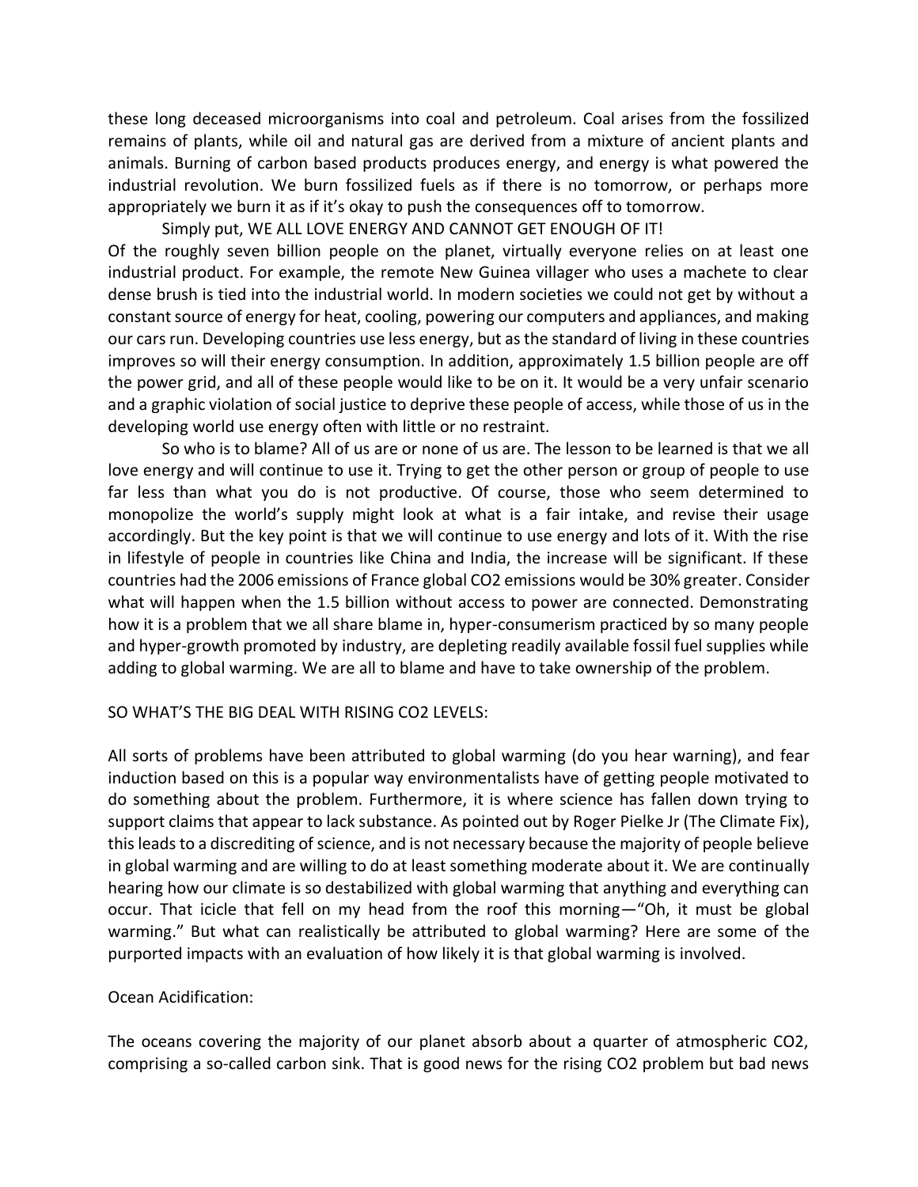these long deceased microorganisms into coal and petroleum. Coal arises from the fossilized remains of plants, while oil and natural gas are derived from a mixture of ancient plants and animals. Burning of carbon based products produces energy, and energy is what powered the industrial revolution. We burn fossilized fuels as if there is no tomorrow, or perhaps more appropriately we burn it as if it's okay to push the consequences off to tomorrow.

Simply put, WE ALL LOVE ENERGY AND CANNOT GET ENOUGH OF IT!

Of the roughly seven billion people on the planet, virtually everyone relies on at least one industrial product. For example, the remote New Guinea villager who uses a machete to clear dense brush is tied into the industrial world. In modern societies we could not get by without a constant source of energy for heat, cooling, powering our computers and appliances, and making our cars run. Developing countries use less energy, but as the standard of living in these countries improves so will their energy consumption. In addition, approximately 1.5 billion people are off the power grid, and all of these people would like to be on it. It would be a very unfair scenario and a graphic violation of social justice to deprive these people of access, while those of us in the developing world use energy often with little or no restraint.

So who is to blame? All of us are or none of us are. The lesson to be learned is that we all love energy and will continue to use it. Trying to get the other person or group of people to use far less than what you do is not productive. Of course, those who seem determined to monopolize the world's supply might look at what is a fair intake, and revise their usage accordingly. But the key point is that we will continue to use energy and lots of it. With the rise in lifestyle of people in countries like China and India, the increase will be significant. If these countries had the 2006 emissions of France global $CO_2$ emissions would be 30% greater. Consider what will happen when the 1.5 billion without access to power are connected. Demonstrating how it is a problem that we all share blame in, hyper-consumerism practiced by so many people and hyper-growth promoted by industry, are depleting readily available fossil fuel supplies while adding to global warming. We are all to blame and have to take ownership of the problem.

SO WHAT'S THE BIG DEAL WITH RISING $CO_2$ LEVELS:

All sorts of problems have been attributed to global warming (do you hear warning), and fear induction based on this is a popular way environmentalists have of getting people motivated to do something about the problem. Furthermore, it is where science has fallen down trying to support claims that appear to lack substance. As pointed out by Roger Pielke Jr (The Climate Fix), this leads to a discrediting of science, and is not necessary because the majority of people believe in global warming and are willing to do at least something moderate about it. We are continually hearing how our climate is so destabilized with global warming that anything and everything can occur. That icicle that fell on my head from the roof this morning—"Oh, it must be global warming." But what can realistically be attributed to global warming? Here are some of the purported impacts with an evaluation of how likely it is that global warming is involved.

Ocean Acidification:

The oceans covering the majority of our planet absorb about a quarter of atmospheric $CO_2$, comprising a so-called carbon sink. That is good news for the rising $CO_2$ problem but bad news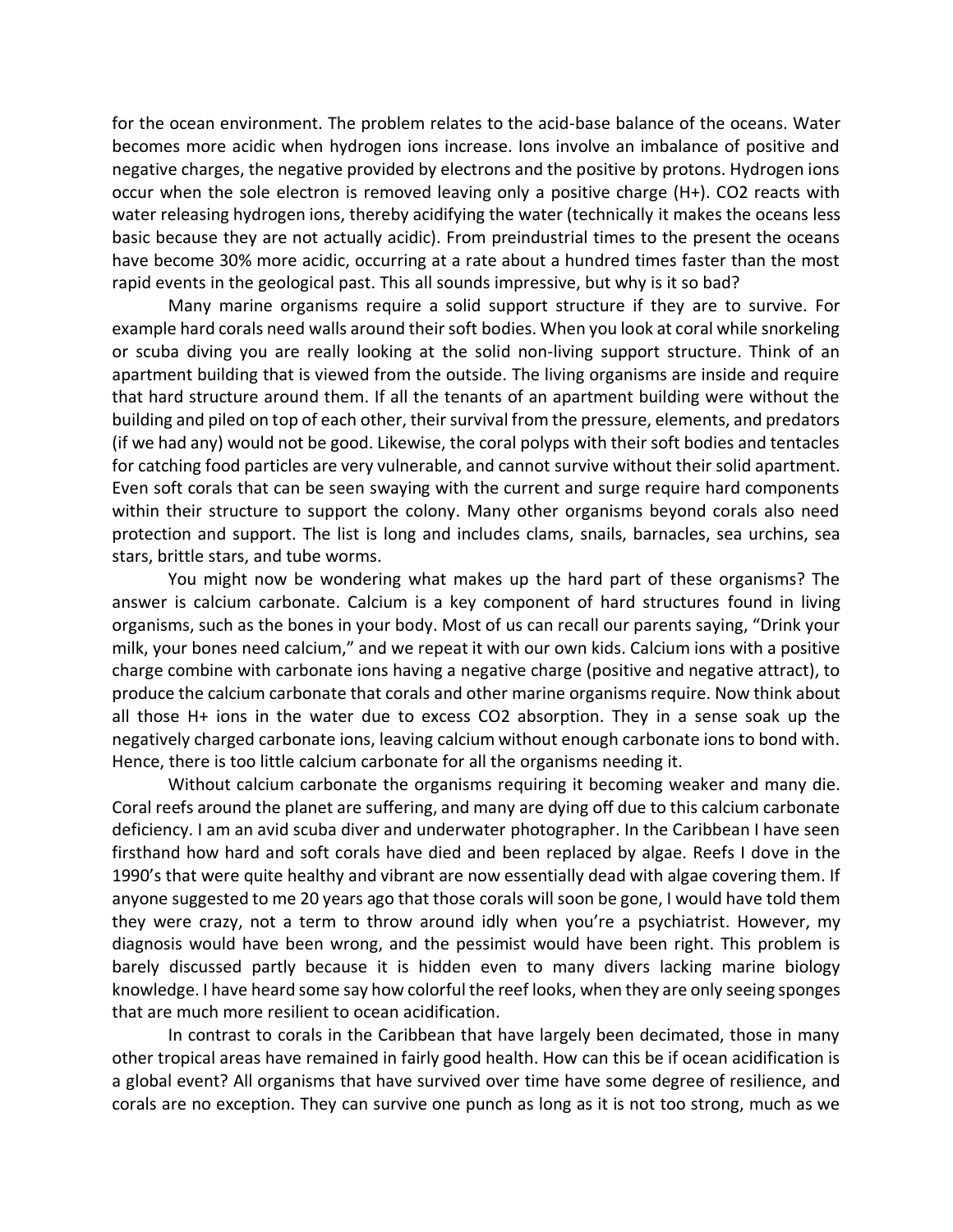for the ocean environment. The problem relates to the acid-base balance of the oceans. Water becomes more acidic when hydrogen ions increase. Ions involve an imbalance of positive and negative charges, the negative provided by electrons and the positive by protons. Hydrogen ions occur when the sole electron is removed leaving only a positive charge ($H^+$). $CO_2$ reacts with water releasing hydrogen ions, thereby acidifying the water (technically it makes the oceans less basic because they are not actually acidic). From preindustrial times to the present the oceans have become 30% more acidic, occurring at a rate about a hundred times faster than the most rapid events in the geological past. This all sounds impressive, but why is it so bad?

Many marine organisms require a solid support structure if they are to survive. For example hard corals need walls around their soft bodies. When you look at coral while snorkeling or scuba diving you are really looking at the solid non-living support structure. Think of an apartment building that is viewed from the outside. The living organisms are inside and require that hard structure around them. If all the tenants of an apartment building were without the building and piled on top of each other, their survival from the pressure, elements, and predators (if we had any) would not be good. Likewise, the coral polyps with their soft bodies and tentacles for catching food particles are very vulnerable, and cannot survive without their solid apartment. Even soft corals that can be seen swaying with the current and surge require hard components within their structure to support the colony. Many other organisms beyond corals also need protection and support. The list is long and includes clams, snails, barnacles, sea urchins, sea stars, brittle stars, and tube worms.

You might now be wondering what makes up the hard part of these organisms? The answer is calcium carbonate. Calcium is a key component of hard structures found in living organisms, such as the bones in your body. Most of us can recall our parents saying, "Drink your milk, your bones need calcium," and we repeat it with our own kids. Calcium ions with a positive charge combine with carbonate ions having a negative charge (positive and negative attract), to produce the calcium carbonate that corals and other marine organisms require. Now think about all those $H^+$ ions in the water due to excess $CO_2$ absorption. They in a sense soak up the negatively charged carbonate ions, leaving calcium without enough carbonate ions to bond with. Hence, there is too little calcium carbonate for all the organisms needing it.

Without calcium carbonate the organisms requiring it becoming weaker and many die. Coral reefs around the planet are suffering, and many are dying off due to this calcium carbonate deficiency. I am an avid scuba diver and underwater photographer. In the Caribbean I have seen firsthand how hard and soft corals have died and been replaced by algae. Reefs I dove in the 1990's that were quite healthy and vibrant are now essentially dead with algae covering them. If anyone suggested to me 20 years ago that those corals will soon be gone, I would have told them they were crazy, not a term to throw around idly when you're a psychiatrist. However, my diagnosis would have been wrong, and the pessimist would have been right. This problem is barely discussed partly because it is hidden even to many divers lacking marine biology knowledge. I have heard some say how colorful the reef looks, when they are only seeing sponges that are much more resilient to ocean acidification.

In contrast to corals in the Caribbean that have largely been decimated, those in many other tropical areas have remained in fairly good health. How can this be if ocean acidification is a global event? All organisms that have survived over time have some degree of resilience, and corals are no exception. They can survive one punch as long as it is not too strong, much as we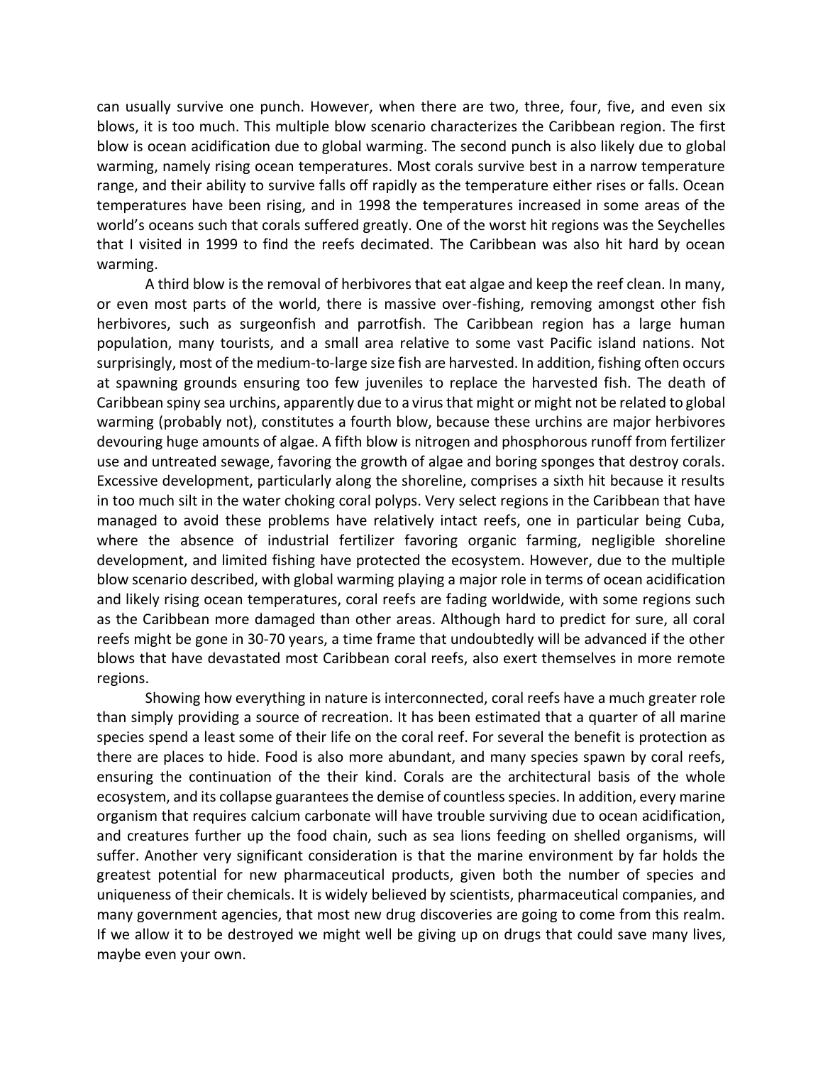can usually survive one punch. However, when there are two, three, four, five, and even six blows, it is too much. This multiple blow scenario characterizes the Caribbean region. The first blow is ocean acidification due to global warming. The second punch is also likely due to global warming, namely rising ocean temperatures. Most corals survive best in a narrow temperature range, and their ability to survive falls off rapidly as the temperature either rises or falls. Ocean temperatures have been rising, and in 1998 the temperatures increased in some areas of the world's oceans such that corals suffered greatly. One of the worst hit regions was the Seychelles that I visited in 1999 to find the reefs decimated. The Caribbean was also hit hard by ocean warming.

A third blow is the removal of herbivores that eat algae and keep the reef clean. In many, or even most parts of the world, there is massive over-fishing, removing amongst other fish herbivores, such as surgeonfish and parrotfish. The Caribbean region has a large human population, many tourists, and a small area relative to some vast Pacific island nations. Not surprisingly, most of the medium-to-large size fish are harvested. In addition, fishing often occurs at spawning grounds ensuring too few juveniles to replace the harvested fish. The death of Caribbean spiny sea urchins, apparently due to a virus that might or might not be related to global warming (probably not), constitutes a fourth blow, because these urchins are major herbivores devouring huge amounts of algae. A fifth blow is nitrogen and phosphorous runoff from fertilizer use and untreated sewage, favoring the growth of algae and boring sponges that destroy corals. Excessive development, particularly along the shoreline, comprises a sixth hit because it results in too much silt in the water choking coral polyps. Very select regions in the Caribbean that have managed to avoid these problems have relatively intact reefs, one in particular being Cuba, where the absence of industrial fertilizer favoring organic farming, negligible shoreline development, and limited fishing have protected the ecosystem. However, due to the multiple blow scenario described, with global warming playing a major role in terms of ocean acidification and likely rising ocean temperatures, coral reefs are fading worldwide, with some regions such as the Caribbean more damaged than other areas. Although hard to predict for sure, all coral reefs might be gone in 30-70 years, a time frame that undoubtedly will be advanced if the other blows that have devastated most Caribbean coral reefs, also exert themselves in more remote regions.

Showing how everything in nature is interconnected, coral reefs have a much greater role than simply providing a source of recreation. It has been estimated that a quarter of all marine species spend a least some of their life on the coral reef. For several the benefit is protection as there are places to hide. Food is also more abundant, and many species spawn by coral reefs, ensuring the continuation of the their kind. Corals are the architectural basis of the whole ecosystem, and its collapse guarantees the demise of countless species. In addition, every marine organism that requires calcium carbonate will have trouble surviving due to ocean acidification, and creatures further up the food chain, such as sea lions feeding on shelled organisms, will suffer. Another very significant consideration is that the marine environment by far holds the greatest potential for new pharmaceutical products, given both the number of species and uniqueness of their chemicals. It is widely believed by scientists, pharmaceutical companies, and many government agencies, that most new drug discoveries are going to come from this realm. If we allow it to be destroyed we might well be giving up on drugs that could save many lives, maybe even your own.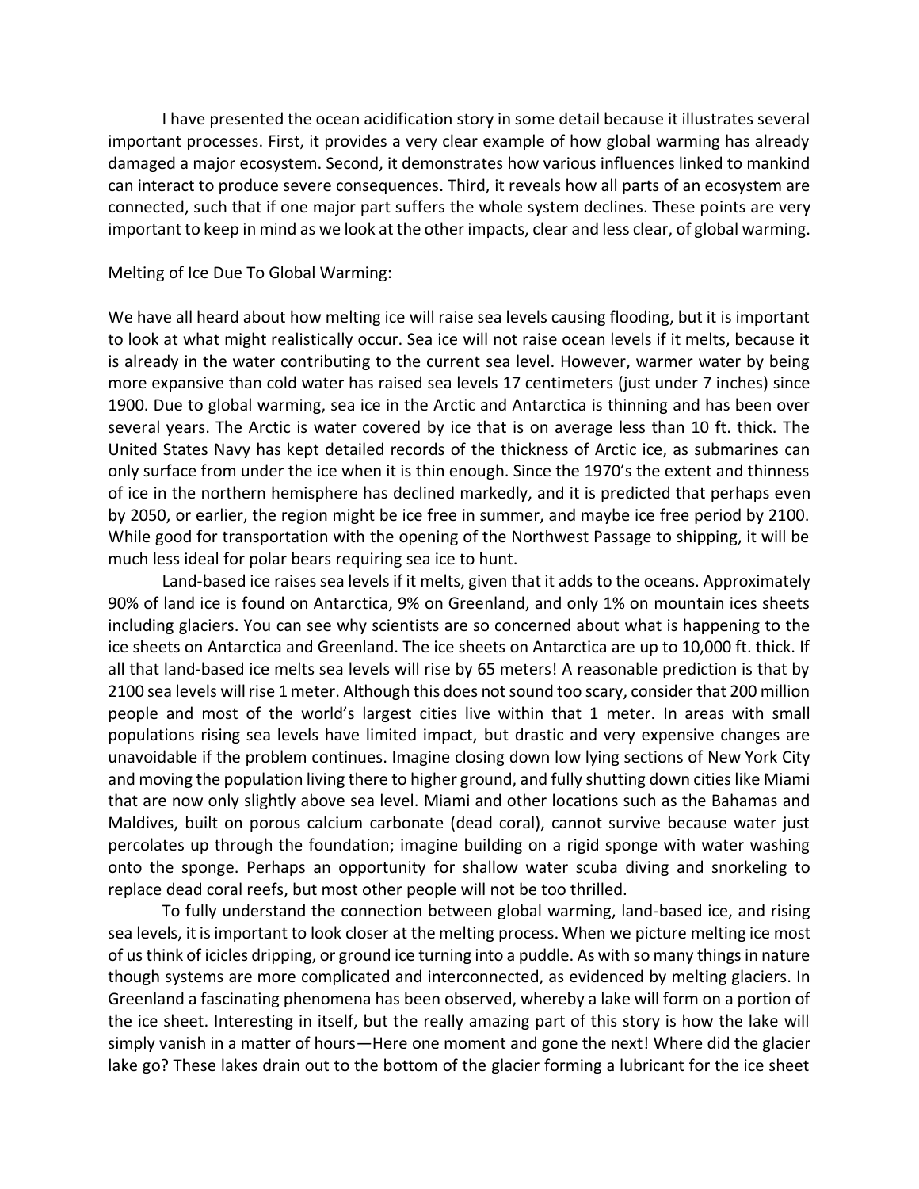I have presented the ocean acidification story in some detail because it illustrates several important processes. First, it provides a very clear example of how global warming has already damaged a major ecosystem. Second, it demonstrates how various influences linked to mankind can interact to produce severe consequences. Third, it reveals how all parts of an ecosystem are connected, such that if one major part suffers the whole system declines. These points are very important to keep in mind as we look at the other impacts, clear and less clear, of global warming.

Melting of Ice Due To Global Warming:

We have all heard about how melting ice will raise sea levels causing flooding, but it is important to look at what might realistically occur. Sea ice will not raise ocean levels if it melts, because it is already in the water contributing to the current sea level. However, warmer water by being more expansive than cold water has raised sea levels 17 centimeters (just under 7 inches) since 1900. Due to global warming, sea ice in the Arctic and Antarctica is thinning and has been over several years. The Arctic is water covered by ice that is on average less than 10 ft. thick. The United States Navy has kept detailed records of the thickness of Arctic ice, as submarines can only surface from under the ice when it is thin enough. Since the 1970's the extent and thinness of ice in the northern hemisphere has declined markedly, and it is predicted that perhaps even by 2050, or earlier, the region might be ice free in summer, and maybe ice free period by 2100. While good for transportation with the opening of the Northwest Passage to shipping, it will be much less ideal for polar bears requiring sea ice to hunt.

Land-based ice raises sea levels if it melts, given that it adds to the oceans. Approximately 90% of land ice is found on Antarctica, 9% on Greenland, and only 1% on mountain ices sheets including glaciers. You can see why scientists are so concerned about what is happening to the ice sheets on Antarctica and Greenland. The ice sheets on Antarctica are up to 10,000 ft. thick. If all that land-based ice melts sea levels will rise by 65 meters! A reasonable prediction is that by 2100 sea levels will rise 1 meter. Although this does not sound too scary, consider that 200 million people and most of the world's largest cities live within that 1 meter. In areas with small populations rising sea levels have limited impact, but drastic and very expensive changes are unavoidable if the problem continues. Imagine closing down low lying sections of New York City and moving the population living there to higher ground, and fully shutting down cities like Miami that are now only slightly above sea level. Miami and other locations such as the Bahamas and Maldives, built on porous calcium carbonate (dead coral), cannot survive because water just percolates up through the foundation; imagine building on a rigid sponge with water washing onto the sponge. Perhaps an opportunity for shallow water scuba diving and snorkeling to replace dead coral reefs, but most other people will not be too thrilled.

To fully understand the connection between global warming, land-based ice, and rising sea levels, it is important to look closer at the melting process. When we picture melting ice most of us think of icicles dripping, or ground ice turning into a puddle. As with so many things in nature though systems are more complicated and interconnected, as evidenced by melting glaciers. In Greenland a fascinating phenomena has been observed, whereby a lake will form on a portion of the ice sheet. Interesting in itself, but the really amazing part of this story is how the lake will simply vanish in a matter of hours—Here one moment and gone the next! Where did the glacier lake go? These lakes drain out to the bottom of the glacier forming a lubricant for the ice sheet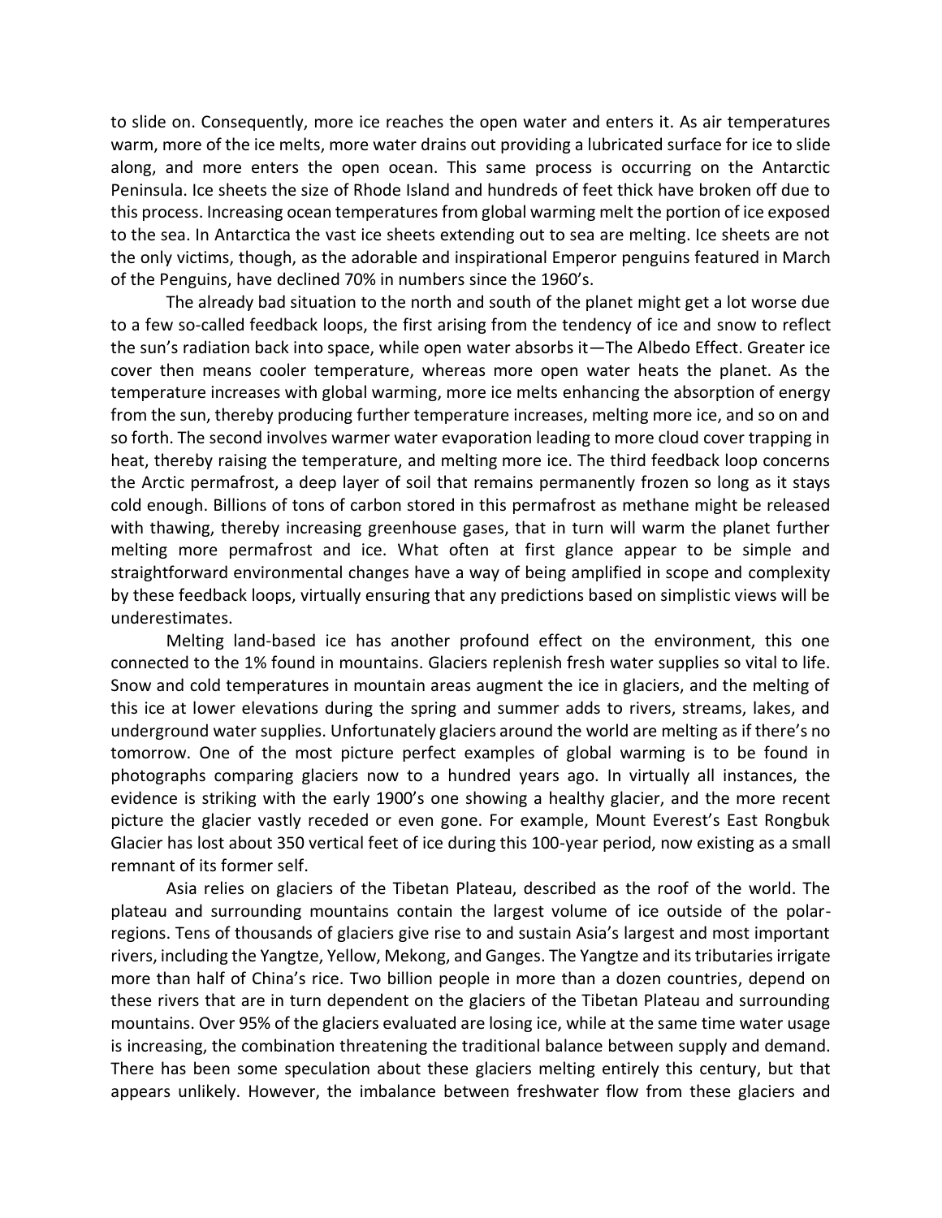to slide on. Consequently, more ice reaches the open water and enters it. As air temperatures warm, more of the ice melts, more water drains out providing a lubricated surface for ice to slide along, and more enters the open ocean. This same process is occurring on the Antarctic Peninsula. Ice sheets the size of Rhode Island and hundreds of feet thick have broken off due to this process. Increasing ocean temperatures from global warming melt the portion of ice exposed to the sea. In Antarctica the vast ice sheets extending out to sea are melting. Ice sheets are not the only victims, though, as the adorable and inspirational Emperor penguins featured in March of the Penguins, have declined 70% in numbers since the 1960's.

The already bad situation to the north and south of the planet might get a lot worse due to a few so-called feedback loops, the first arising from the tendency of ice and snow to reflect the sun's radiation back into space, while open water absorbs it—The Albedo Effect. Greater ice cover then means cooler temperature, whereas more open water heats the planet. As the temperature increases with global warming, more ice melts enhancing the absorption of energy from the sun, thereby producing further temperature increases, melting more ice, and so on and so forth. The second involves warmer water evaporation leading to more cloud cover trapping in heat, thereby raising the temperature, and melting more ice. The third feedback loop concerns the Arctic permafrost, a deep layer of soil that remains permanently frozen so long as it stays cold enough. Billions of tons of carbon stored in this permafrost as methane might be released with thawing, thereby increasing greenhouse gases, that in turn will warm the planet further melting more permafrost and ice. What often at first glance appear to be simple and straightforward environmental changes have a way of being amplified in scope and complexity by these feedback loops, virtually ensuring that any predictions based on simplistic views will be underestimates.

Melting land-based ice has another profound effect on the environment, this one connected to the 1% found in mountains. Glaciers replenish fresh water supplies so vital to life. Snow and cold temperatures in mountain areas augment the ice in glaciers, and the melting of this ice at lower elevations during the spring and summer adds to rivers, streams, lakes, and underground water supplies. Unfortunately glaciers around the world are melting as if there's no tomorrow. One of the most picture perfect examples of global warming is to be found in photographs comparing glaciers now to a hundred years ago. In virtually all instances, the evidence is striking with the early 1900's one showing a healthy glacier, and the more recent picture the glacier vastly receded or even gone. For example, Mount Everest's East Rongbuk Glacier has lost about 350 vertical feet of ice during this 100-year period, now existing as a small remnant of its former self.

Asia relies on glaciers of the Tibetan Plateau, described as the roof of the world. The plateau and surrounding mountains contain the largest volume of ice outside of the polar-regions. Tens of thousands of glaciers give rise to and sustain Asia's largest and most important rivers, including the Yangtze, Yellow, Mekong, and Ganges. The Yangtze and its tributaries irrigate more than half of China's rice. Two billion people in more than a dozen countries, depend on these rivers that are in turn dependent on the glaciers of the Tibetan Plateau and surrounding mountains. Over 95% of the glaciers evaluated are losing ice, while at the same time water usage is increasing, the combination threatening the traditional balance between supply and demand. There has been some speculation about these glaciers melting entirely this century, but that appears unlikely. However, the imbalance between freshwater flow from these glaciers and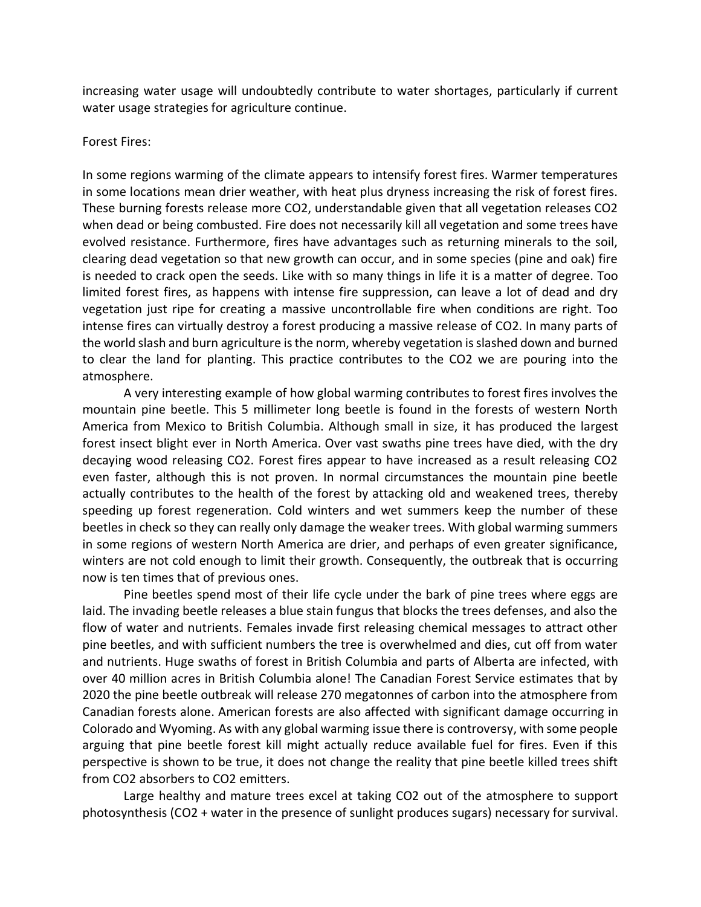increasing water usage will undoubtedly contribute to water shortages, particularly if current water usage strategies for agriculture continue.

Forest Fires:

In some regions warming of the climate appears to intensify forest fires. Warmer temperatures in some locations mean drier weather, with heat plus dryness increasing the risk of forest fires. These burning forests release more $CO_2$, understandable given that all vegetation releases $CO_2$ when dead or being combusted. Fire does not necessarily kill all vegetation and some trees have evolved resistance. Furthermore, fires have advantages such as returning minerals to the soil, clearing dead vegetation so that new growth can occur, and in some species (pine and oak) fire is needed to crack open the seeds. Like with so many things in life it is a matter of degree. Too limited forest fires, as happens with intense fire suppression, can leave a lot of dead and dry vegetation just ripe for creating a massive uncontrollable fire when conditions are right. Too intense fires can virtually destroy a forest producing a massive release of $CO_2$. In many parts of the world slash and burn agriculture is the norm, whereby vegetation is slashed down and burned to clear the land for planting. This practice contributes to the $CO_2$ we are pouring into the atmosphere.

A very interesting example of how global warming contributes to forest fires involves the mountain pine beetle. This 5 millimeter long beetle is found in the forests of western North America from Mexico to British Columbia. Although small in size, it has produced the largest forest insect blight ever in North America. Over vast swaths pine trees have died, with the dry decaying wood releasing $CO_2$. Forest fires appear to have increased as a result releasing $CO_2$ even faster, although this is not proven. In normal circumstances the mountain pine beetle actually contributes to the health of the forest by attacking old and weakened trees, thereby speeding up forest regeneration. Cold winters and wet summers keep the number of these beetles in check so they can really only damage the weaker trees. With global warming summers in some regions of western North America are drier, and perhaps of even greater significance, winters are not cold enough to limit their growth. Consequently, the outbreak that is occurring now is ten times that of previous ones.

Pine beetles spend most of their life cycle under the bark of pine trees where eggs are laid. The invading beetle releases a blue stain fungus that blocks the trees defenses, and also the flow of water and nutrients. Females invade first releasing chemical messages to attract other pine beetles, and with sufficient numbers the tree is overwhelmed and dies, cut off from water and nutrients. Huge swaths of forest in British Columbia and parts of Alberta are infected, with over 40 million acres in British Columbia alone! The Canadian Forest Service estimates that by 2020 the pine beetle outbreak will release 270 megatonnes of carbon into the atmosphere from Canadian forests alone. American forests are also affected with significant damage occurring in Colorado and Wyoming. As with any global warming issue there is controversy, with some people arguing that pine beetle forest kill might actually reduce available fuel for fires. Even if this perspective is shown to be true, it does not change the reality that pine beetle killed trees shift from $CO_2$ absorbers to $CO_2$ emitters.

Large healthy and mature trees excel at taking $CO_2$ out of the atmosphere to support photosynthesis ($CO_2$ + water in the presence of sunlight produces sugars) necessary for survival.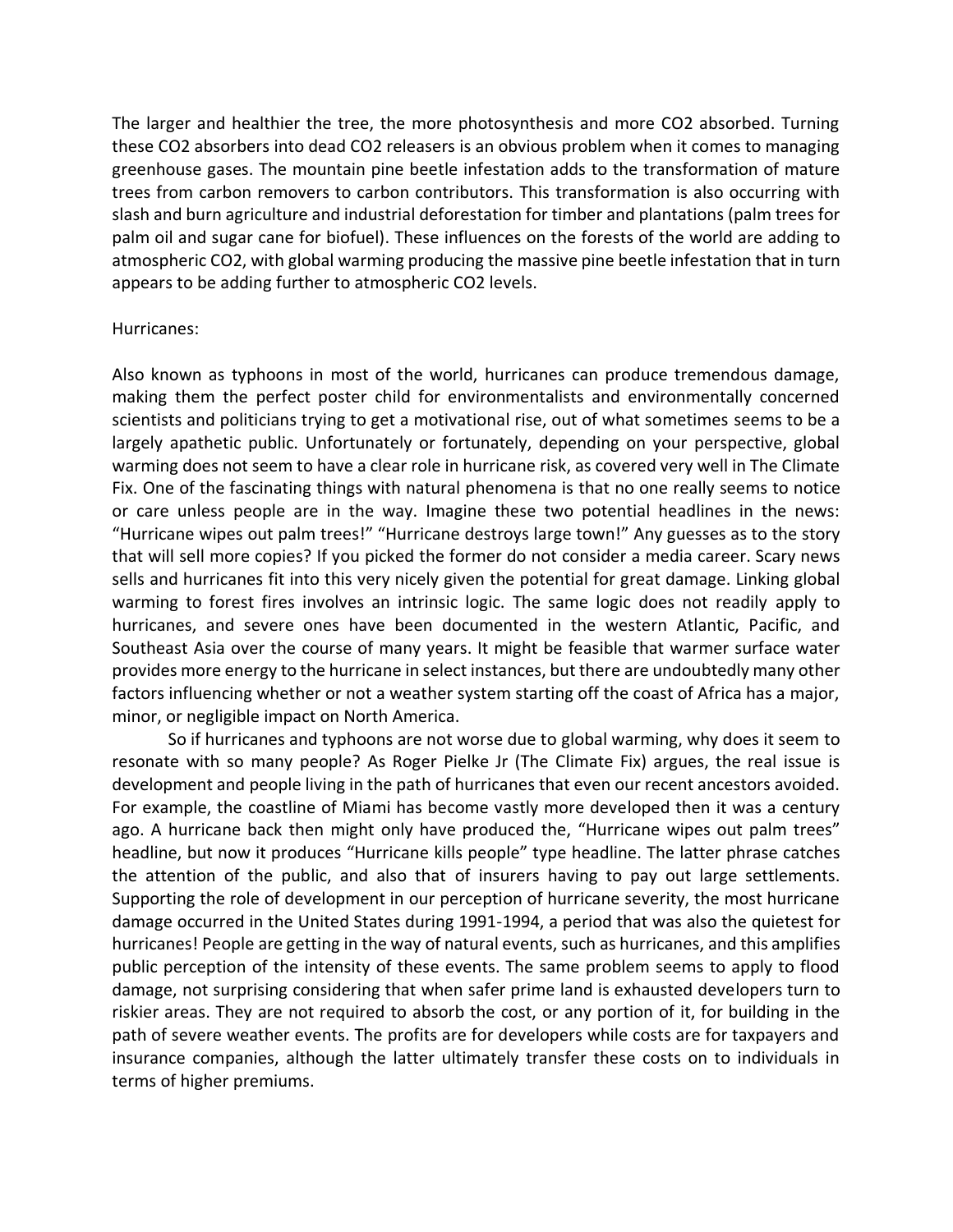The larger and healthier the tree, the more photosynthesis and more $CO_2$ absorbed. Turning these $CO_2$ absorbers into dead $CO_2$ releasers is an obvious problem when it comes to managing greenhouse gases. The mountain pine beetle infestation adds to the transformation of mature trees from carbon removers to carbon contributors. This transformation is also occurring with slash and burn agriculture and industrial deforestation for timber and plantations (palm trees for palm oil and sugar cane for biofuel). These influences on the forests of the world are adding to atmospheric $CO_2$, with global warming producing the massive pine beetle infestation that in turn appears to be adding further to atmospheric $CO_2$ levels.

Hurricanes:

Also known as typhoons in most of the world, hurricanes can produce tremendous damage, making them the perfect poster child for environmentalists and environmentally concerned scientists and politicians trying to get a motivational rise, out of what sometimes seems to be a largely apathetic public. Unfortunately or fortunately, depending on your perspective, global warming does not seem to have a clear role in hurricane risk, as covered very well in The Climate Fix. One of the fascinating things with natural phenomena is that no one really seems to notice or care unless people are in the way. Imagine these two potential headlines in the news: "Hurricane wipes out palm trees!" "Hurricane destroys large town!" Any guesses as to the story that will sell more copies? If you picked the former do not consider a media career. Scary news sells and hurricanes fit into this very nicely given the potential for great damage. Linking global warming to forest fires involves an intrinsic logic. The same logic does not readily apply to hurricanes, and severe ones have been documented in the western Atlantic, Pacific, and Southeast Asia over the course of many years. It might be feasible that warmer surface water provides more energy to the hurricane in select instances, but there are undoubtedly many other factors influencing whether or not a weather system starting off the coast of Africa has a major, minor, or negligible impact on North America.

So if hurricanes and typhoons are not worse due to global warming, why does it seem to resonate with so many people? As Roger Pielke Jr (The Climate Fix) argues, the real issue is development and people living in the path of hurricanes that even our recent ancestors avoided. For example, the coastline of Miami has become vastly more developed then it was a century ago. A hurricane back then might only have produced the, "Hurricane wipes out palm trees" headline, but now it produces "Hurricane kills people" type headline. The latter phrase catches the attention of the public, and also that of insurers having to pay out large settlements. Supporting the role of development in our perception of hurricane severity, the most hurricane damage occurred in the United States during 1991-1994, a period that was also the quietest for hurricanes! People are getting in the way of natural events, such as hurricanes, and this amplifies public perception of the intensity of these events. The same problem seems to apply to flood damage, not surprising considering that when safer prime land is exhausted developers turn to riskier areas. They are not required to absorb the cost, or any portion of it, for building in the path of severe weather events. The profits are for developers while costs are for taxpayers and insurance companies, although the latter ultimately transfer these costs on to individuals in terms of higher premiums.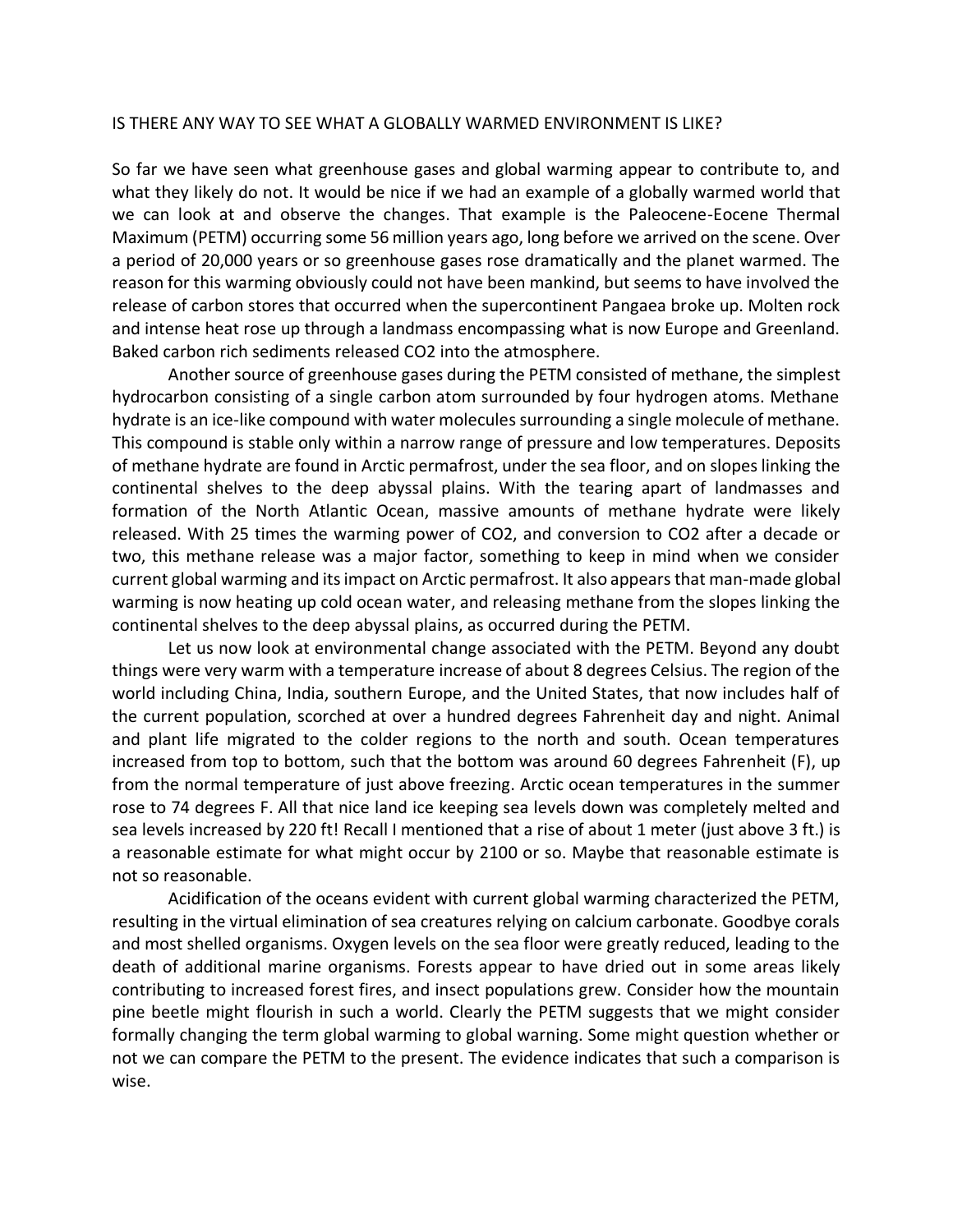## IS THERE ANY WAY TO SEE WHAT A GLOBALLY WARMED ENVIRONMENT IS LIKE?

So far we have seen what greenhouse gases and global warming appear to contribute to, and what they likely do not. It would be nice if we had an example of a globally warmed world that we can look at and observe the changes. That example is the Paleocene-Eocene Thermal Maximum (PETM) occurring some 56 million years ago, long before we arrived on the scene. Over a period of 20,000 years or so greenhouse gases rose dramatically and the planet warmed. The reason for this warming obviously could not have been mankind, but seems to have involved the release of carbon stores that occurred when the supercontinent Pangaea broke up. Molten rock and intense heat rose up through a landmass encompassing what is now Europe and Greenland. Baked carbon rich sediments released $CO_2$ into the atmosphere.

Another source of greenhouse gases during the PETM consisted of methane, the simplest hydrocarbon consisting of a single carbon atom surrounded by four hydrogen atoms. Methane hydrate is an ice-like compound with water molecules surrounding a single molecule of methane. This compound is stable only within a narrow range of pressure and low temperatures. Deposits of methane hydrate are found in Arctic permafrost, under the sea floor, and on slopes linking the continental shelves to the deep abyssal plains. With the tearing apart of landmasses and formation of the North Atlantic Ocean, massive amounts of methane hydrate were likely released. With 25 times the warming power of $CO_2$, and conversion to $CO_2$ after a decade or two, this methane release was a major factor, something to keep in mind when we consider current global warming and its impact on Arctic permafrost. It also appears that man-made global warming is now heating up cold ocean water, and releasing methane from the slopes linking the continental shelves to the deep abyssal plains, as occurred during the PETM.

Let us now look at environmental change associated with the PETM. Beyond any doubt things were very warm with a temperature increase of about 8 degrees Celsius. The region of the world including China, India, southern Europe, and the United States, that now includes half of the current population, scorched at over a hundred degrees Fahrenheit day and night. Animal and plant life migrated to the colder regions to the north and south. Ocean temperatures increased from top to bottom, such that the bottom was around 60 degrees Fahrenheit (F), up from the normal temperature of just above freezing. Arctic ocean temperatures in the summer rose to 74 degrees F. All that nice land ice keeping sea levels down was completely melted and sea levels increased by 220 ft! Recall I mentioned that a rise of about 1 meter (just above 3 ft.) is a reasonable estimate for what might occur by 2100 or so. Maybe that reasonable estimate is not so reasonable.

Acidification of the oceans evident with current global warming characterized the PETM, resulting in the virtual elimination of sea creatures relying on calcium carbonate. Goodbye corals and most shelled organisms. Oxygen levels on the sea floor were greatly reduced, leading to the death of additional marine organisms. Forests appear to have dried out in some areas likely contributing to increased forest fires, and insect populations grew. Consider how the mountain pine beetle might flourish in such a world. Clearly the PETM suggests that we might consider formally changing the term global warming to global warning. Some might question whether or not we can compare the PETM to the present. The evidence indicates that such a comparison is wise.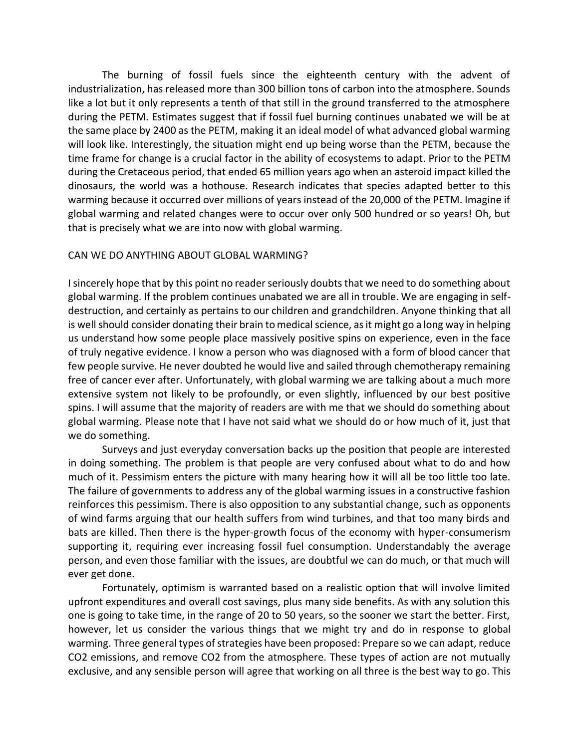The burning of fossil fuels since the eighteenth century with the advent of industrialization, has released more than 300 billion tons of carbon into the atmosphere. Sounds like a lot but it only represents a tenth of that still in the ground transferred to the atmosphere during the PETM. Estimates suggest that if fossil fuel burning continues unabated we will be at the same place by 2400 as the PETM, making it an ideal model of what advanced global warming will look like. Interestingly, the situation might end up being worse than the PETM, because the time frame for change is a crucial factor in the ability of ecosystems to adapt. Prior to the PETM during the Cretaceous period, that ended 65 million years ago when an asteroid impact killed the dinosaurs, the world was a hothouse. Research indicates that species adapted better to this warming because it occurred over millions of years instead of the 20,000 of the PETM. Imagine if global warming and related changes were to occur over only 500 hundred or so years! Oh, but that is precisely what we are into now with global warming.

## CAN WE DO ANYTHING ABOUT GLOBAL WARMING?

I sincerely hope that by this point no reader seriously doubts that we need to do something about global warming. If the problem continues unabated we are all in trouble. We are engaging in self-destruction, and certainly as pertains to our children and grandchildren. Anyone thinking that all is well should consider donating their brain to medical science, as it might go a long way in helping us understand how some people place massively positive spins on experience, even in the face of truly negative evidence. I know a person who was diagnosed with a form of blood cancer that few people survive. He never doubted he would live and sailed through chemotherapy remaining free of cancer ever after. Unfortunately, with global warming we are talking about a much more extensive system not likely to be profoundly, or even slightly, influenced by our best positive spins. I will assume that the majority of readers are with me that we should do something about global warming. Please note that I have not said what we should do or how much of it, just that we do something.

Surveys and just everyday conversation backs up the position that people are interested in doing something. The problem is that people are very confused about what to do and how much of it. Pessimism enters the picture with many hearing how it will all be too little too late. The failure of governments to address any of the global warming issues in a constructive fashion reinforces this pessimism. There is also opposition to any substantial change, such as opponents of wind farms arguing that our health suffers from wind turbines, and that too many birds and bats are killed. Then there is the hyper-growth focus of the economy with hyper-consumerism supporting it, requiring ever increasing fossil fuel consumption. Understandably the average person, and even those familiar with the issues, are doubtful we can do much, or that much will ever get done.

Fortunately, optimism is warranted based on a realistic option that will involve limited upfront expenditures and overall cost savings, plus many side benefits. As with any solution this one is going to take time, in the range of 20 to 50 years, so the sooner we start the better. First, however, let us consider the various things that we might try and do in response to global warming. Three general types of strategies have been proposed: Prepare so we can adapt, reduce $CO_2$ emissions, and remove $CO_2$ from the atmosphere. These types of action are not mutually exclusive, and any sensible person will agree that working on all three is the best way to go. This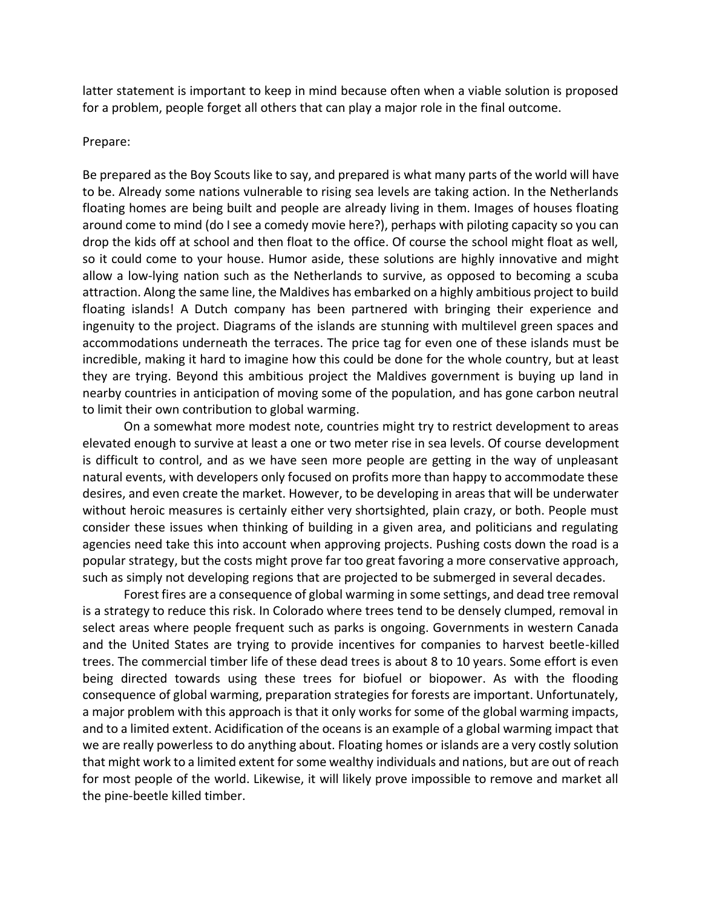latter statement is important to keep in mind because often when a viable solution is proposed for a problem, people forget all others that can play a major role in the final outcome.

Prepare:

Be prepared as the Boy Scouts like to say, and prepared is what many parts of the world will have to be. Already some nations vulnerable to rising sea levels are taking action. In the Netherlands floating homes are being built and people are already living in them. Images of houses floating around come to mind (do I see a comedy movie here?), perhaps with piloting capacity so you can drop the kids off at school and then float to the office. Of course the school might float as well, so it could come to your house. Humor aside, these solutions are highly innovative and might allow a low-lying nation such as the Netherlands to survive, as opposed to becoming a scuba attraction. Along the same line, the Maldives has embarked on a highly ambitious project to build floating islands! A Dutch company has been partnered with bringing their experience and ingenuity to the project. Diagrams of the islands are stunning with multilevel green spaces and accommodations underneath the terraces. The price tag for even one of these islands must be incredible, making it hard to imagine how this could be done for the whole country, but at least they are trying. Beyond this ambitious project the Maldives government is buying up land in nearby countries in anticipation of moving some of the population, and has gone carbon neutral to limit their own contribution to global warming.

On a somewhat more modest note, countries might try to restrict development to areas elevated enough to survive at least a one or two meter rise in sea levels. Of course development is difficult to control, and as we have seen more people are getting in the way of unpleasant natural events, with developers only focused on profits more than happy to accommodate these desires, and even create the market. However, to be developing in areas that will be underwater without heroic measures is certainly either very shortsighted, plain crazy, or both. People must consider these issues when thinking of building in a given area, and politicians and regulating agencies need take this into account when approving projects. Pushing costs down the road is a popular strategy, but the costs might prove far too great favoring a more conservative approach, such as simply not developing regions that are projected to be submerged in several decades.

Forest fires are a consequence of global warming in some settings, and dead tree removal is a strategy to reduce this risk. In Colorado where trees tend to be densely clumped, removal in select areas where people frequent such as parks is ongoing. Governments in western Canada and the United States are trying to provide incentives for companies to harvest beetle-killed trees. The commercial timber life of these dead trees is about 8 to 10 years. Some effort is even being directed towards using these trees for biofuel or biopower. As with the flooding consequence of global warming, preparation strategies for forests are important. Unfortunately, a major problem with this approach is that it only works for some of the global warming impacts, and to a limited extent. Acidification of the oceans is an example of a global warming impact that we are really powerless to do anything about. Floating homes or islands are a very costly solution that might work to a limited extent for some wealthy individuals and nations, but are out of reach for most people of the world. Likewise, it will likely prove impossible to remove and market all the pine-beetle killed timber.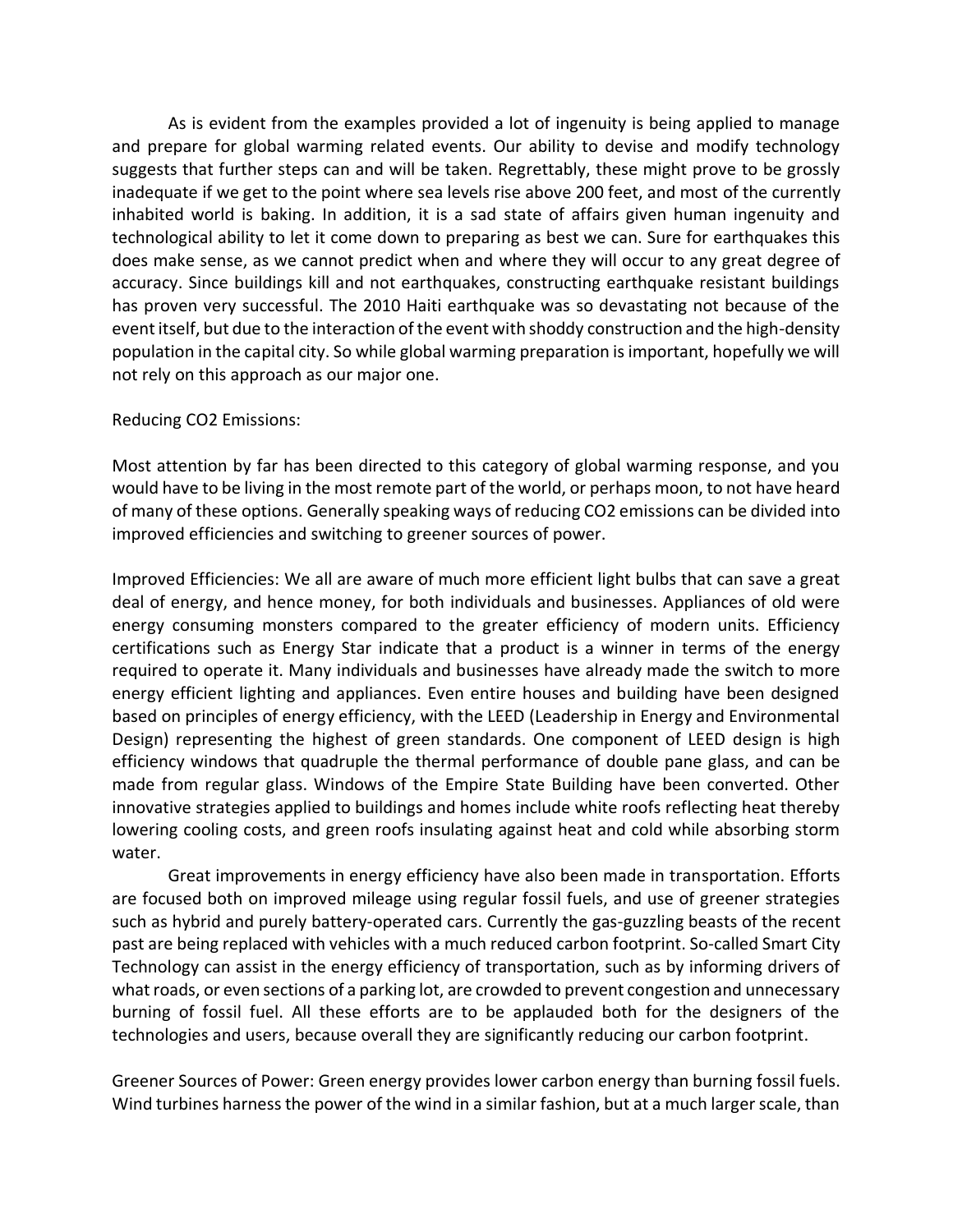As is evident from the examples provided a lot of ingenuity is being applied to manage and prepare for global warming related events. Our ability to devise and modify technology suggests that further steps can and will be taken. Regrettably, these might prove to be grossly inadequate if we get to the point where sea levels rise above 200 feet, and most of the currently inhabited world is baking. In addition, it is a sad state of affairs given human ingenuity and technological ability to let it come down to preparing as best we can. Sure for earthquakes this does make sense, as we cannot predict when and where they will occur to any great degree of accuracy. Since buildings kill and not earthquakes, constructing earthquake resistant buildings has proven very successful. The 2010 Haiti earthquake was so devastating not because of the event itself, but due to the interaction of the event with shoddy construction and the high-density population in the capital city. So while global warming preparation is important, hopefully we will not rely on this approach as our major one.

Reducing $CO_2$ Emissions:

Most attention by far has been directed to this category of global warming response, and you would have to be living in the most remote part of the world, or perhaps moon, to not have heard of many of these options. Generally speaking ways of reducing $CO_2$ emissions can be divided into improved efficiencies and switching to greener sources of power.

Improved Efficiencies: We all are aware of much more efficient light bulbs that can save a great deal of energy, and hence money, for both individuals and businesses. Appliances of old were energy consuming monsters compared to the greater efficiency of modern units. Efficiency certifications such as Energy Star indicate that a product is a winner in terms of the energy required to operate it. Many individuals and businesses have already made the switch to more energy efficient lighting and appliances. Even entire houses and building have been designed based on principles of energy efficiency, with the LEED (Leadership in Energy and Environmental Design) representing the highest of green standards. One component of LEED design is high efficiency windows that quadruple the thermal performance of double pane glass, and can be made from regular glass. Windows of the Empire State Building have been converted. Other innovative strategies applied to buildings and homes include white roofs reflecting heat thereby lowering cooling costs, and green roofs insulating against heat and cold while absorbing storm water.

Great improvements in energy efficiency have also been made in transportation. Efforts are focused both on improved mileage using regular fossil fuels, and use of greener strategies such as hybrid and purely battery-operated cars. Currently the gas-guzzling beasts of the recent past are being replaced with vehicles with a much reduced carbon footprint. So-called Smart City Technology can assist in the energy efficiency of transportation, such as by informing drivers of what roads, or even sections of a parking lot, are crowded to prevent congestion and unnecessary burning of fossil fuel. All these efforts are to be applauded both for the designers of the technologies and users, because overall they are significantly reducing our carbon footprint.

Greener Sources of Power: Green energy provides lower carbon energy than burning fossil fuels. Wind turbines harness the power of the wind in a similar fashion, but at a much larger scale, than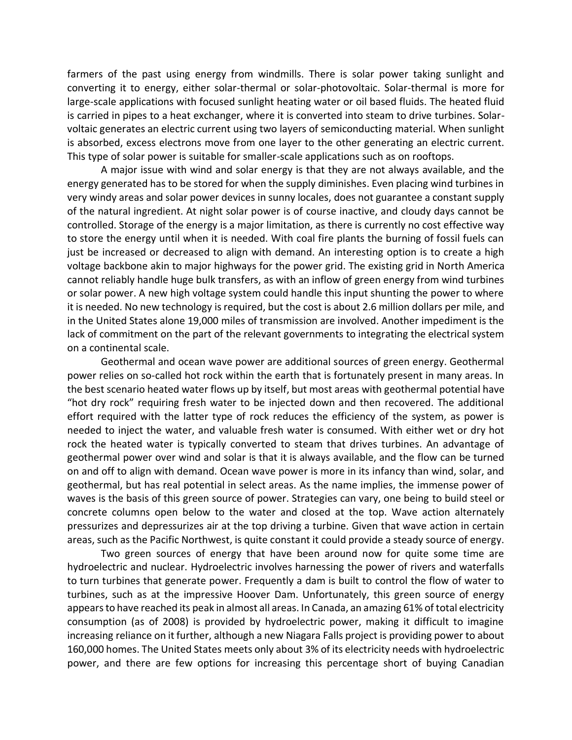farmers of the past using energy from windmills. There is solar power taking sunlight and converting it to energy, either solar-thermal or solar-photovoltaic. Solar-thermal is more for large-scale applications with focused sunlight heating water or oil based fluids. The heated fluid is carried in pipes to a heat exchanger, where it is converted into steam to drive turbines. Solar-voltaic generates an electric current using two layers of semiconducting material. When sunlight is absorbed, excess electrons move from one layer to the other generating an electric current. This type of solar power is suitable for smaller-scale applications such as on rooftops.

A major issue with wind and solar energy is that they are not always available, and the energy generated has to be stored for when the supply diminishes. Even placing wind turbines in very windy areas and solar power devices in sunny locales, does not guarantee a constant supply of the natural ingredient. At night solar power is of course inactive, and cloudy days cannot be controlled. Storage of the energy is a major limitation, as there is currently no cost effective way to store the energy until when it is needed. With coal fire plants the burning of fossil fuels can just be increased or decreased to align with demand. An interesting option is to create a high voltage backbone akin to major highways for the power grid. The existing grid in North America cannot reliably handle huge bulk transfers, as with an inflow of green energy from wind turbines or solar power. A new high voltage system could handle this input shunting the power to where it is needed. No new technology is required, but the cost is about 2.6 million dollars per mile, and in the United States alone 19,000 miles of transmission are involved. Another impediment is the lack of commitment on the part of the relevant governments to integrating the electrical system on a continental scale.

Geothermal and ocean wave power are additional sources of green energy. Geothermal power relies on so-called hot rock within the earth that is fortunately present in many areas. In the best scenario heated water flows up by itself, but most areas with geothermal potential have "hot dry rock" requiring fresh water to be injected down and then recovered. The additional effort required with the latter type of rock reduces the efficiency of the system, as power is needed to inject the water, and valuable fresh water is consumed. With either wet or dry hot rock the heated water is typically converted to steam that drives turbines. An advantage of geothermal power over wind and solar is that it is always available, and the flow can be turned on and off to align with demand. Ocean wave power is more in its infancy than wind, solar, and geothermal, but has real potential in select areas. As the name implies, the immense power of waves is the basis of this green source of power. Strategies can vary, one being to build steel or concrete columns open below to the water and closed at the top. Wave action alternately pressurizes and depressurizes air at the top driving a turbine. Given that wave action in certain areas, such as the Pacific Northwest, is quite constant it could provide a steady source of energy.

Two green sources of energy that have been around now for quite some time are hydroelectric and nuclear. Hydroelectric involves harnessing the power of rivers and waterfalls to turn turbines that generate power. Frequently a dam is built to control the flow of water to turbines, such as at the impressive Hoover Dam. Unfortunately, this green source of energy appears to have reached its peak in almost all areas. In Canada, an amazing 61% of total electricity consumption (as of 2008) is provided by hydroelectric power, making it difficult to imagine increasing reliance on it further, although a new Niagara Falls project is providing power to about 160,000 homes. The United States meets only about 3% of its electricity needs with hydroelectric power, and there are few options for increasing this percentage short of buying Canadian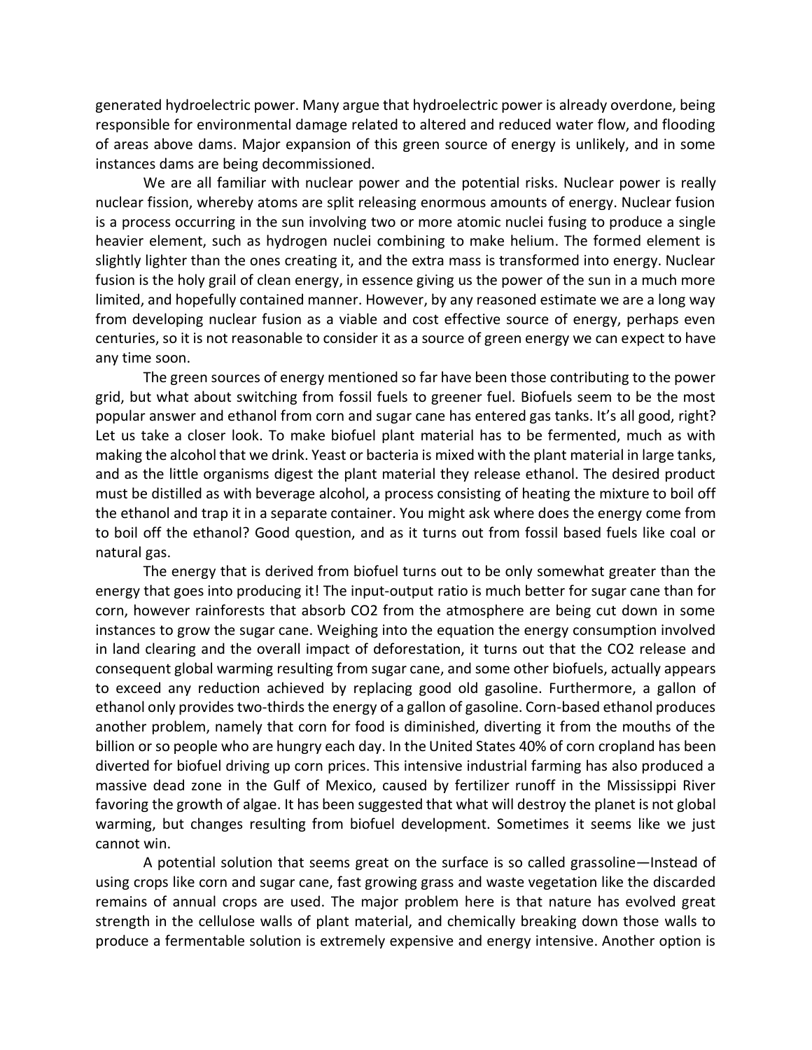generated hydroelectric power. Many argue that hydroelectric power is already overdone, being responsible for environmental damage related to altered and reduced water flow, and flooding of areas above dams. Major expansion of this green source of energy is unlikely, and in some instances dams are being decommissioned.

We are all familiar with nuclear power and the potential risks. Nuclear power is really nuclear fission, whereby atoms are split releasing enormous amounts of energy. Nuclear fusion is a process occurring in the sun involving two or more atomic nuclei fusing to produce a single heavier element, such as hydrogen nuclei combining to make helium. The formed element is slightly lighter than the ones creating it, and the extra mass is transformed into energy. Nuclear fusion is the holy grail of clean energy, in essence giving us the power of the sun in a much more limited, and hopefully contained manner. However, by any reasoned estimate we are a long way from developing nuclear fusion as a viable and cost effective source of energy, perhaps even centuries, so it is not reasonable to consider it as a source of green energy we can expect to have any time soon.

The green sources of energy mentioned so far have been those contributing to the power grid, but what about switching from fossil fuels to greener fuel. Biofuels seem to be the most popular answer and ethanol from corn and sugar cane has entered gas tanks. It's all good, right? Let us take a closer look. To make biofuel plant material has to be fermented, much as with making the alcohol that we drink. Yeast or bacteria is mixed with the plant material in large tanks, and as the little organisms digest the plant material they release ethanol. The desired product must be distilled as with beverage alcohol, a process consisting of heating the mixture to boil off the ethanol and trap it in a separate container. You might ask where does the energy come from to boil off the ethanol? Good question, and as it turns out from fossil based fuels like coal or natural gas.

The energy that is derived from biofuel turns out to be only somewhat greater than the energy that goes into producing it! The input-output ratio is much better for sugar cane than for corn, however rainforests that absorb $CO_2$ from the atmosphere are being cut down in some instances to grow the sugar cane. Weighing into the equation the energy consumption involved in land clearing and the overall impact of deforestation, it turns out that the $CO_2$ release and consequent global warming resulting from sugar cane, and some other biofuels, actually appears to exceed any reduction achieved by replacing good old gasoline. Furthermore, a gallon of ethanol only provides two-thirds the energy of a gallon of gasoline. Corn-based ethanol produces another problem, namely that corn for food is diminished, diverting it from the mouths of the billion or so people who are hungry each day. In the United States 40% of corn cropland has been diverted for biofuel driving up corn prices. This intensive industrial farming has also produced a massive dead zone in the Gulf of Mexico, caused by fertilizer runoff in the Mississippi River favoring the growth of algae. It has been suggested that what will destroy the planet is not global warming, but changes resulting from biofuel development. Sometimes it seems like we just cannot win.

A potential solution that seems great on the surface is so called grassoline—Instead of using crops like corn and sugar cane, fast growing grass and waste vegetation like the discarded remains of annual crops are used. The major problem here is that nature has evolved great strength in the cellulose walls of plant material, and chemically breaking down those walls to produce a fermentable solution is extremely expensive and energy intensive. Another option is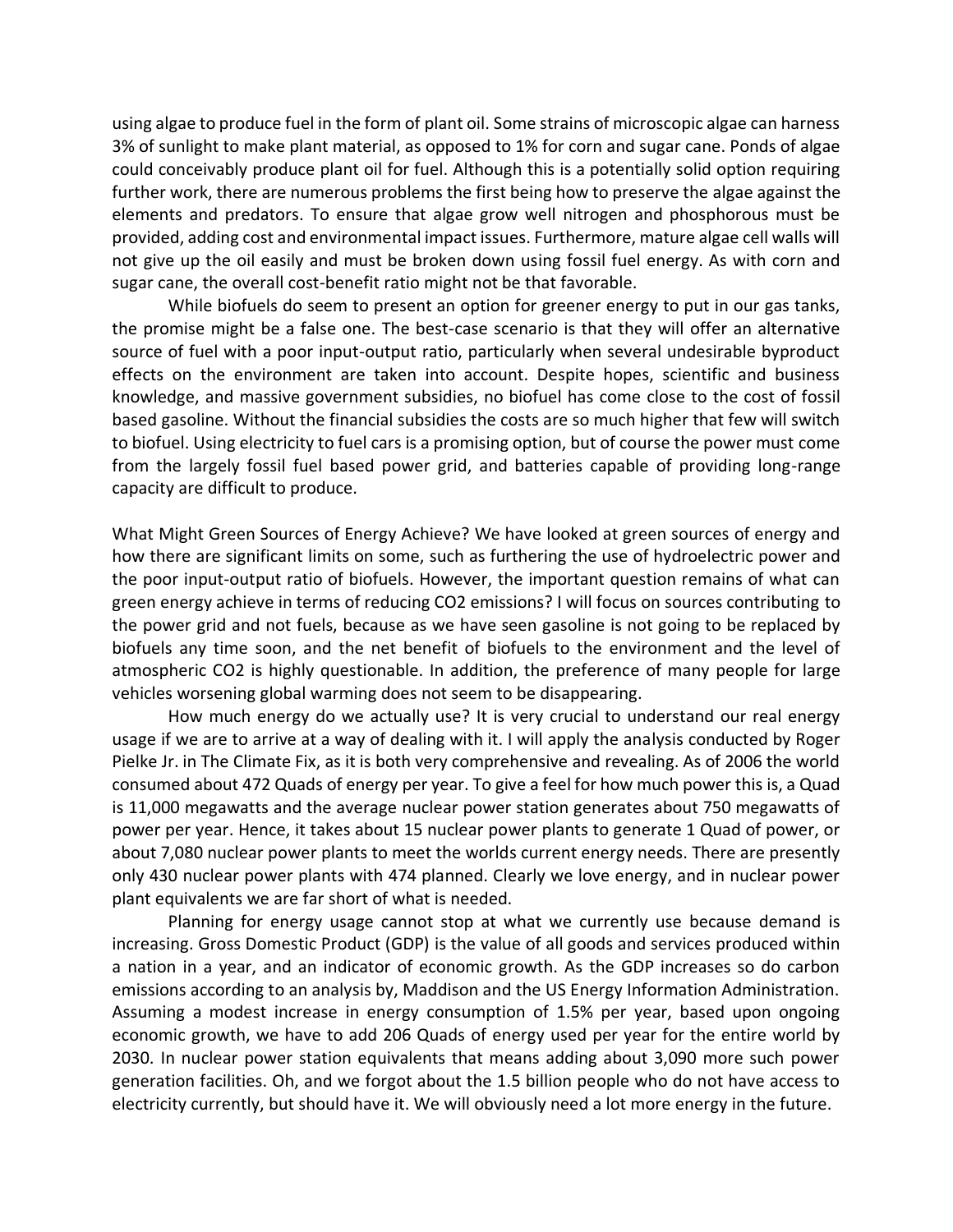using algae to produce fuel in the form of plant oil. Some strains of microscopic algae can harness 3% of sunlight to make plant material, as opposed to 1% for corn and sugar cane. Ponds of algae could conceivably produce plant oil for fuel. Although this is a potentially solid option requiring further work, there are numerous problems the first being how to preserve the algae against the elements and predators. To ensure that algae grow well nitrogen and phosphorous must be provided, adding cost and environmental impact issues. Furthermore, mature algae cell walls will not give up the oil easily and must be broken down using fossil fuel energy. As with corn and sugar cane, the overall cost-benefit ratio might not be that favorable.

While biofuels do seem to present an option for greener energy to put in our gas tanks, the promise might be a false one. The best-case scenario is that they will offer an alternative source of fuel with a poor input-output ratio, particularly when several undesirable byproduct effects on the environment are taken into account. Despite hopes, scientific and business knowledge, and massive government subsidies, no biofuel has come close to the cost of fossil based gasoline. Without the financial subsidies the costs are so much higher that few will switch to biofuel. Using electricity to fuel cars is a promising option, but of course the power must come from the largely fossil fuel based power grid, and batteries capable of providing long-range capacity are difficult to produce.

What Might Green Sources of Energy Achieve? We have looked at green sources of energy and how there are significant limits on some, such as furthering the use of hydroelectric power and the poor input-output ratio of biofuels. However, the important question remains of what can green energy achieve in terms of reducing $CO_2$ emissions? I will focus on sources contributing to the power grid and not fuels, because as we have seen gasoline is not going to be replaced by biofuels any time soon, and the net benefit of biofuels to the environment and the level of atmospheric $CO_2$ is highly questionable. In addition, the preference of many people for large vehicles worsening global warming does not seem to be disappearing.

How much energy do we actually use? It is very crucial to understand our real energy usage if we are to arrive at a way of dealing with it. I will apply the analysis conducted by Roger Pielke Jr. in The Climate Fix, as it is both very comprehensive and revealing. As of 2006 the world consumed about 472 Quads of energy per year. To give a feel for how much power this is, a Quad is 11,000 megawatts and the average nuclear power station generates about 750 megawatts of power per year. Hence, it takes about 15 nuclear power plants to generate 1 Quad of power, or about 7,080 nuclear power plants to meet the worlds current energy needs. There are presently only 430 nuclear power plants with 474 planned. Clearly we love energy, and in nuclear power plant equivalents we are far short of what is needed.

Planning for energy usage cannot stop at what we currently use because demand is increasing. Gross Domestic Product (GDP) is the value of all goods and services produced within a nation in a year, and an indicator of economic growth. As the GDP increases so do carbon emissions according to an analysis by, Maddison and the US Energy Information Administration. Assuming a modest increase in energy consumption of 1.5% per year, based upon ongoing economic growth, we have to add 206 Quads of energy used per year for the entire world by 2030. In nuclear power station equivalents that means adding about 3,090 more such power generation facilities. Oh, and we forgot about the 1.5 billion people who do not have access to electricity currently, but should have it. We will obviously need a lot more energy in the future.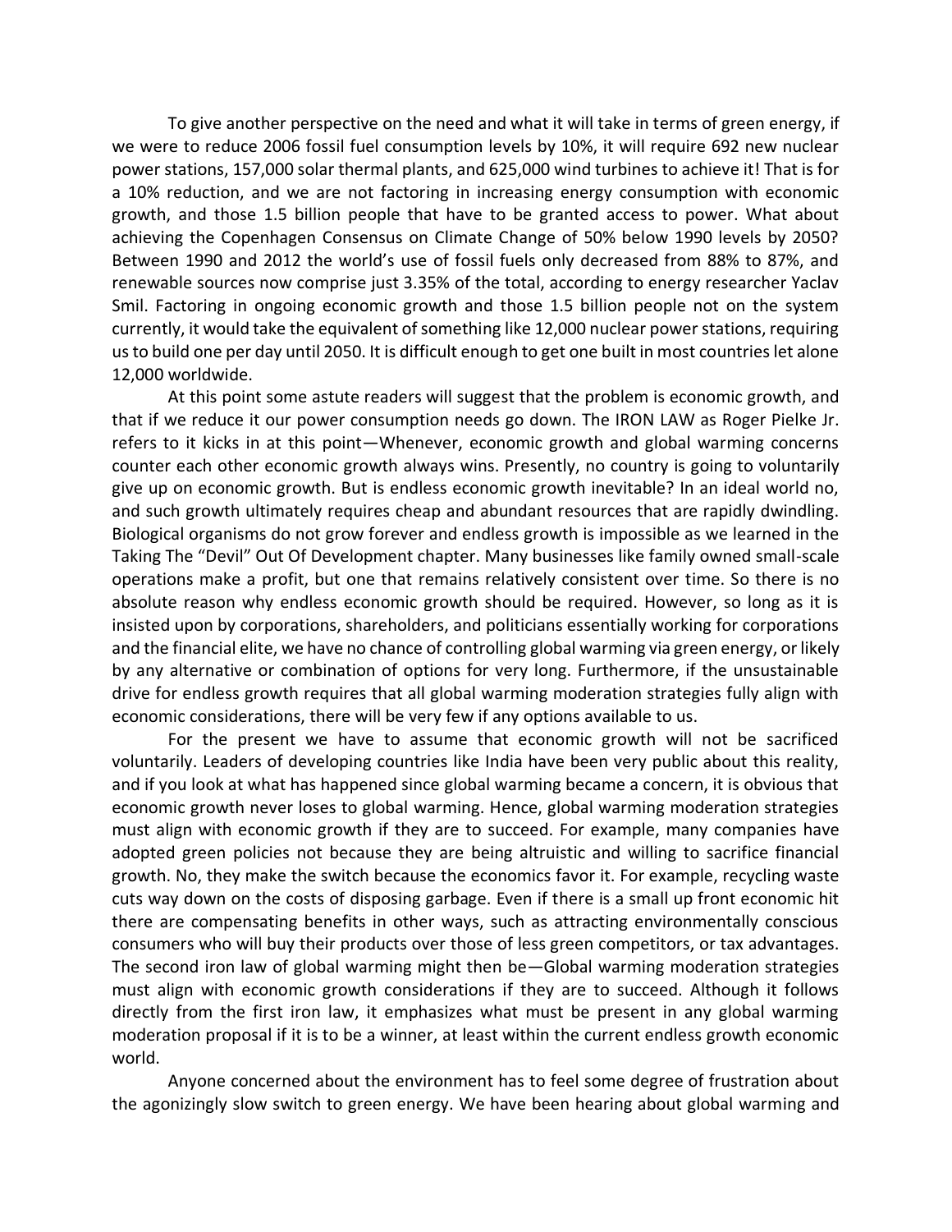To give another perspective on the need and what it will take in terms of green energy, if we were to reduce 2006 fossil fuel consumption levels by 10%, it will require 692 new nuclear power stations, 157,000 solar thermal plants, and 625,000 wind turbines to achieve it! That is for a 10% reduction, and we are not factoring in increasing energy consumption with economic growth, and those 1.5 billion people that have to be granted access to power. What about achieving the Copenhagen Consensus on Climate Change of 50% below 1990 levels by 2050? Between 1990 and 2012 the world's use of fossil fuels only decreased from 88% to 87%, and renewable sources now comprise just 3.35% of the total, according to energy researcher Yaclav Smil. Factoring in ongoing economic growth and those 1.5 billion people not on the system currently, it would take the equivalent of something like 12,000 nuclear power stations, requiring us to build one per day until 2050. It is difficult enough to get one built in most countries let alone 12,000 worldwide.

At this point some astute readers will suggest that the problem is economic growth, and that if we reduce it our power consumption needs go down. The IRON LAW as Roger Pielke Jr. refers to it kicks in at this point—Whenever, economic growth and global warming concerns counter each other economic growth always wins. Presently, no country is going to voluntarily give up on economic growth. But is endless economic growth inevitable? In an ideal world no, and such growth ultimately requires cheap and abundant resources that are rapidly dwindling. Biological organisms do not grow forever and endless growth is impossible as we learned in the Taking The "Devil" Out Of Development chapter. Many businesses like family owned small-scale operations make a profit, but one that remains relatively consistent over time. So there is no absolute reason why endless economic growth should be required. However, so long as it is insisted upon by corporations, shareholders, and politicians essentially working for corporations and the financial elite, we have no chance of controlling global warming via green energy, or likely by any alternative or combination of options for very long. Furthermore, if the unsustainable drive for endless growth requires that all global warming moderation strategies fully align with economic considerations, there will be very few if any options available to us.

For the present we have to assume that economic growth will not be sacrificed voluntarily. Leaders of developing countries like India have been very public about this reality, and if you look at what has happened since global warming became a concern, it is obvious that economic growth never loses to global warming. Hence, global warming moderation strategies must align with economic growth if they are to succeed. For example, many companies have adopted green policies not because they are being altruistic and willing to sacrifice financial growth. No, they make the switch because the economics favor it. For example, recycling waste cuts way down on the costs of disposing garbage. Even if there is a small up front economic hit there are compensating benefits in other ways, such as attracting environmentally conscious consumers who will buy their products over those of less green competitors, or tax advantages. The second iron law of global warming might then be—Global warming moderation strategies must align with economic growth considerations if they are to succeed. Although it follows directly from the first iron law, it emphasizes what must be present in any global warming moderation proposal if it is to be a winner, at least within the current endless growth economic world.

Anyone concerned about the environment has to feel some degree of frustration about the agonizingly slow switch to green energy. We have been hearing about global warming and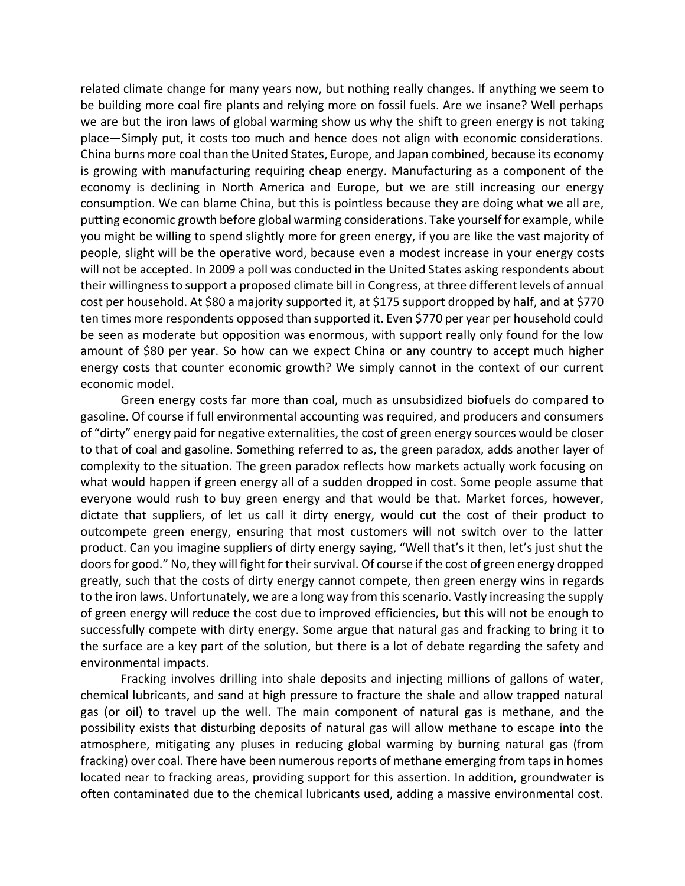related climate change for many years now, but nothing really changes. If anything we seem to be building more coal fire plants and relying more on fossil fuels. Are we insane? Well perhaps we are but the iron laws of global warming show us why the shift to green energy is not taking place—Simply put, it costs too much and hence does not align with economic considerations. China burns more coal than the United States, Europe, and Japan combined, because its economy is growing with manufacturing requiring cheap energy. Manufacturing as a component of the economy is declining in North America and Europe, but we are still increasing our energy consumption. We can blame China, but this is pointless because they are doing what we all are, putting economic growth before global warming considerations. Take yourself for example, while you might be willing to spend slightly more for green energy, if you are like the vast majority of people, slight will be the operative word, because even a modest increase in your energy costs will not be accepted. In 2009 a poll was conducted in the United States asking respondents about their willingness to support a proposed climate bill in Congress, at three different levels of annual cost per household. At $80 a majority supported it, at $175 support dropped by half, and at $770 ten times more respondents opposed than supported it. Even $770 per year per household could be seen as moderate but opposition was enormous, with support really only found for the low amount of $80 per year. So how can we expect China or any country to accept much higher energy costs that counter economic growth? We simply cannot in the context of our current economic model.

Green energy costs far more than coal, much as unsubsidized biofuels do compared to gasoline. Of course if full environmental accounting was required, and producers and consumers of "dirty" energy paid for negative externalities, the cost of green energy sources would be closer to that of coal and gasoline. Something referred to as, the green paradox, adds another layer of complexity to the situation. The green paradox reflects how markets actually work focusing on what would happen if green energy all of a sudden dropped in cost. Some people assume that everyone would rush to buy green energy and that would be that. Market forces, however, dictate that suppliers, of let us call it dirty energy, would cut the cost of their product to outcompete green energy, ensuring that most customers will not switch over to the latter product. Can you imagine suppliers of dirty energy saying, "Well that's it then, let's just shut the doors for good." No, they will fight for their survival. Of course if the cost of green energy dropped greatly, such that the costs of dirty energy cannot compete, then green energy wins in regards to the iron laws. Unfortunately, we are a long way from this scenario. Vastly increasing the supply of green energy will reduce the cost due to improved efficiencies, but this will not be enough to successfully compete with dirty energy. Some argue that natural gas and fracking to bring it to the surface are a key part of the solution, but there is a lot of debate regarding the safety and environmental impacts.

Fracking involves drilling into shale deposits and injecting millions of gallons of water, chemical lubricants, and sand at high pressure to fracture the shale and allow trapped natural gas (or oil) to travel up the well. The main component of natural gas is methane, and the possibility exists that disturbing deposits of natural gas will allow methane to escape into the atmosphere, mitigating any pluses in reducing global warming by burning natural gas (from fracking) over coal. There have been numerous reports of methane emerging from taps in homes located near to fracking areas, providing support for this assertion. In addition, groundwater is often contaminated due to the chemical lubricants used, adding a massive environmental cost.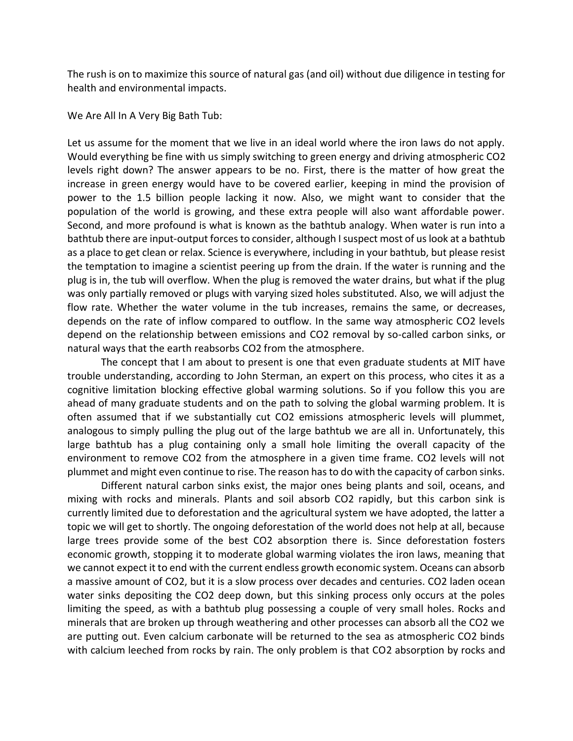The rush is on to maximize this source of natural gas (and oil) without due diligence in testing for health and environmental impacts.

We Are All In A Very Big Bath Tub:

Let us assume for the moment that we live in an ideal world where the iron laws do not apply. Would everything be fine with us simply switching to green energy and driving atmospheric $CO_2$ levels right down? The answer appears to be no. First, there is the matter of how great the increase in green energy would have to be covered earlier, keeping in mind the provision of power to the 1.5 billion people lacking it now. Also, we might want to consider that the population of the world is growing, and these extra people will also want affordable power. Second, and more profound is what is known as the bathtub analogy. When water is run into a bathtub there are input-output forces to consider, although I suspect most of us look at a bathtub as a place to get clean or relax. Science is everywhere, including in your bathtub, but please resist the temptation to imagine a scientist peering up from the drain. If the water is running and the plug is in, the tub will overflow. When the plug is removed the water drains, but what if the plug was only partially removed or plugs with varying sized holes substituted. Also, we will adjust the flow rate. Whether the water volume in the tub increases, remains the same, or decreases, depends on the rate of inflow compared to outflow. In the same way atmospheric $CO_2$ levels depend on the relationship between emissions and $CO_2$ removal by so-called carbon sinks, or natural ways that the earth reabsorbs $CO_2$ from the atmosphere.

The concept that I am about to present is one that even graduate students at MIT have trouble understanding, according to John Sterman, an expert on this process, who cites it as a cognitive limitation blocking effective global warming solutions. So if you follow this you are ahead of many graduate students and on the path to solving the global warming problem. It is often assumed that if we substantially cut $CO_2$ emissions atmospheric levels will plummet, analogous to simply pulling the plug out of the large bathtub we are all in. Unfortunately, this large bathtub has a plug containing only a small hole limiting the overall capacity of the environment to remove $CO_2$ from the atmosphere in a given time frame. $CO_2$ levels will not plummet and might even continue to rise. The reason has to do with the capacity of carbon sinks.

Different natural carbon sinks exist, the major ones being plants and soil, oceans, and mixing with rocks and minerals. Plants and soil absorb $CO_2$ rapidly, but this carbon sink is currently limited due to deforestation and the agricultural system we have adopted, the latter a topic we will get to shortly. The ongoing deforestation of the world does not help at all, because large trees provide some of the best $CO_2$ absorption there is. Since deforestation fosters economic growth, stopping it to moderate global warming violates the iron laws, meaning that we cannot expect it to end with the current endless growth economic system. Oceans can absorb a massive amount of $CO_2$, but it is a slow process over decades and centuries. $CO_2$ laden ocean water sinks depositing the $CO_2$ deep down, but this sinking process only occurs at the poles limiting the speed, as with a bathtub plug possessing a couple of very small holes. Rocks and minerals that are broken up through weathering and other processes can absorb all the $CO_2$ we are putting out. Even calcium carbonate will be returned to the sea as atmospheric $CO_2$ binds with calcium leeched from rocks by rain. The only problem is that $CO_2$ absorption by rocks and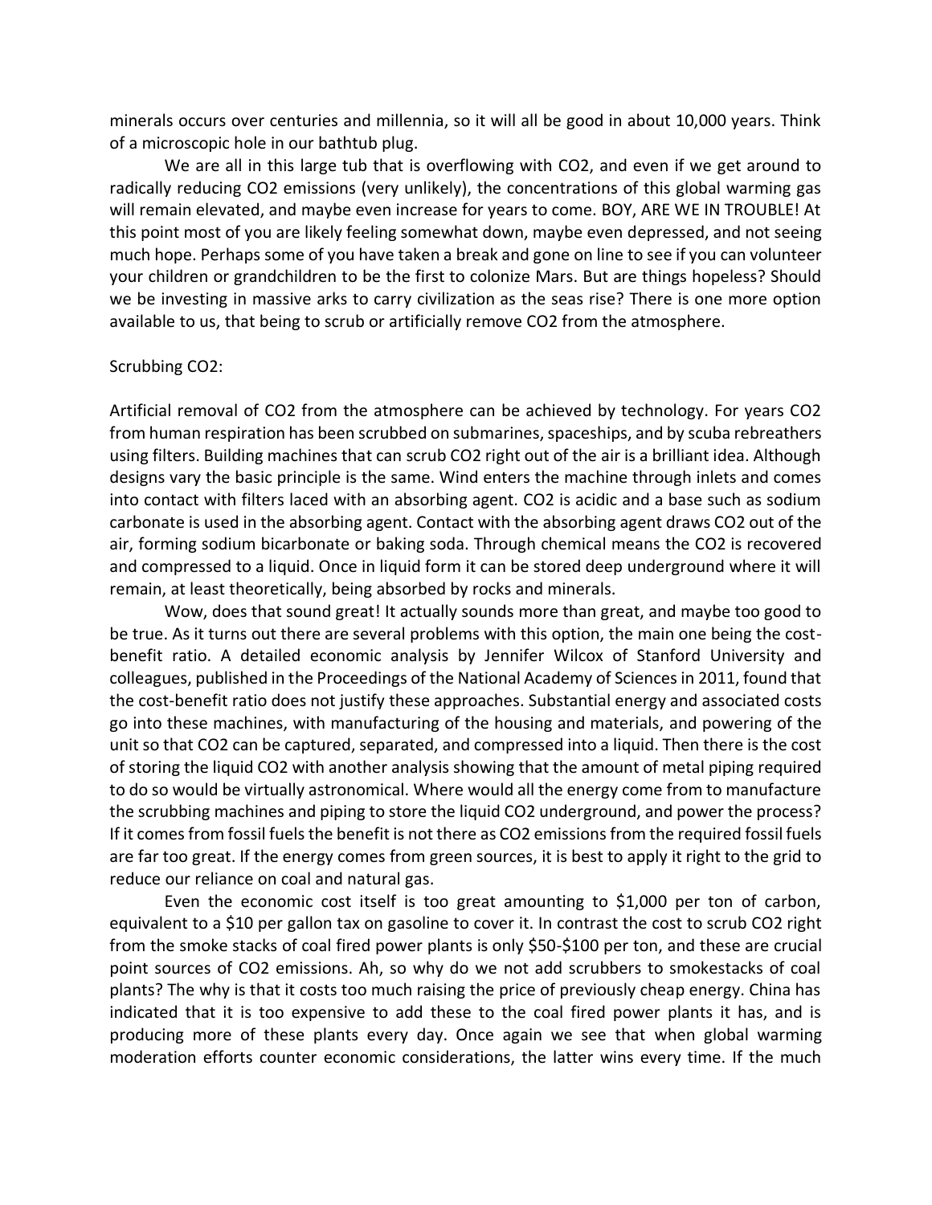minerals occurs over centuries and millennia, so it will all be good in about 10,000 years. Think of a microscopic hole in our bathtub plug.

We are all in this large tub that is overflowing with $CO_2$, and even if we get around to radically reducing $CO_2$ emissions (very unlikely), the concentrations of this global warming gas will remain elevated, and maybe even increase for years to come. BOY, ARE WE IN TROUBLE! At this point most of you are likely feeling somewhat down, maybe even depressed, and not seeing much hope. Perhaps some of you have taken a break and gone on line to see if you can volunteer your children or grandchildren to be the first to colonize Mars. But are things hopeless? Should we be investing in massive arks to carry civilization as the seas rise? There is one more option available to us, that being to scrub or artificially remove $CO_2$ from the atmosphere.

## Scrubbing $CO_2$:

Artificial removal of $CO_2$ from the atmosphere can be achieved by technology. For years $CO_2$ from human respiration has been scrubbed on submarines, spaceships, and by scuba rebreathers using filters. Building machines that can scrub $CO_2$ right out of the air is a brilliant idea. Although designs vary the basic principle is the same. Wind enters the machine through inlets and comes into contact with filters laced with an absorbing agent. $CO_2$ is acidic and a base such as sodium carbonate is used in the absorbing agent. Contact with the absorbing agent draws $CO_2$ out of the air, forming sodium bicarbonate or baking soda. Through chemical means the $CO_2$ is recovered and compressed to a liquid. Once in liquid form it can be stored deep underground where it will remain, at least theoretically, being absorbed by rocks and minerals.

Wow, does that sound great! It actually sounds more than great, and maybe too good to be true. As it turns out there are several problems with this option, the main one being the cost-benefit ratio. A detailed economic analysis by Jennifer Wilcox of Stanford University and colleagues, published in the Proceedings of the National Academy of Sciences in 2011, found that the cost-benefit ratio does not justify these approaches. Substantial energy and associated costs go into these machines, with manufacturing of the housing and materials, and powering of the unit so that $CO_2$ can be captured, separated, and compressed into a liquid. Then there is the cost of storing the liquid $CO_2$ with another analysis showing that the amount of metal piping required to do so would be virtually astronomical. Where would all the energy come from to manufacture the scrubbing machines and piping to store the liquid $CO_2$ underground, and power the process? If it comes from fossil fuels the benefit is not there as $CO_2$ emissions from the required fossil fuels are far too great. If the energy comes from green sources, it is best to apply it right to the grid to reduce our reliance on coal and natural gas.

Even the economic cost itself is too great amounting to \$1,000 per ton of carbon, equivalent to a \$10 per gallon tax on gasoline to cover it. In contrast the cost to scrub $CO_2$ right from the smoke stacks of coal fired power plants is only \$50-\$100 per ton, and these are crucial point sources of $CO_2$ emissions. Ah, so why do we not add scrubbers to smokestacks of coal plants? The why is that it costs too much raising the price of previously cheap energy. China has indicated that it is too expensive to add these to the coal fired power plants it has, and is producing more of these plants every day. Once again we see that when global warming moderation efforts counter economic considerations, the latter wins every time. If the much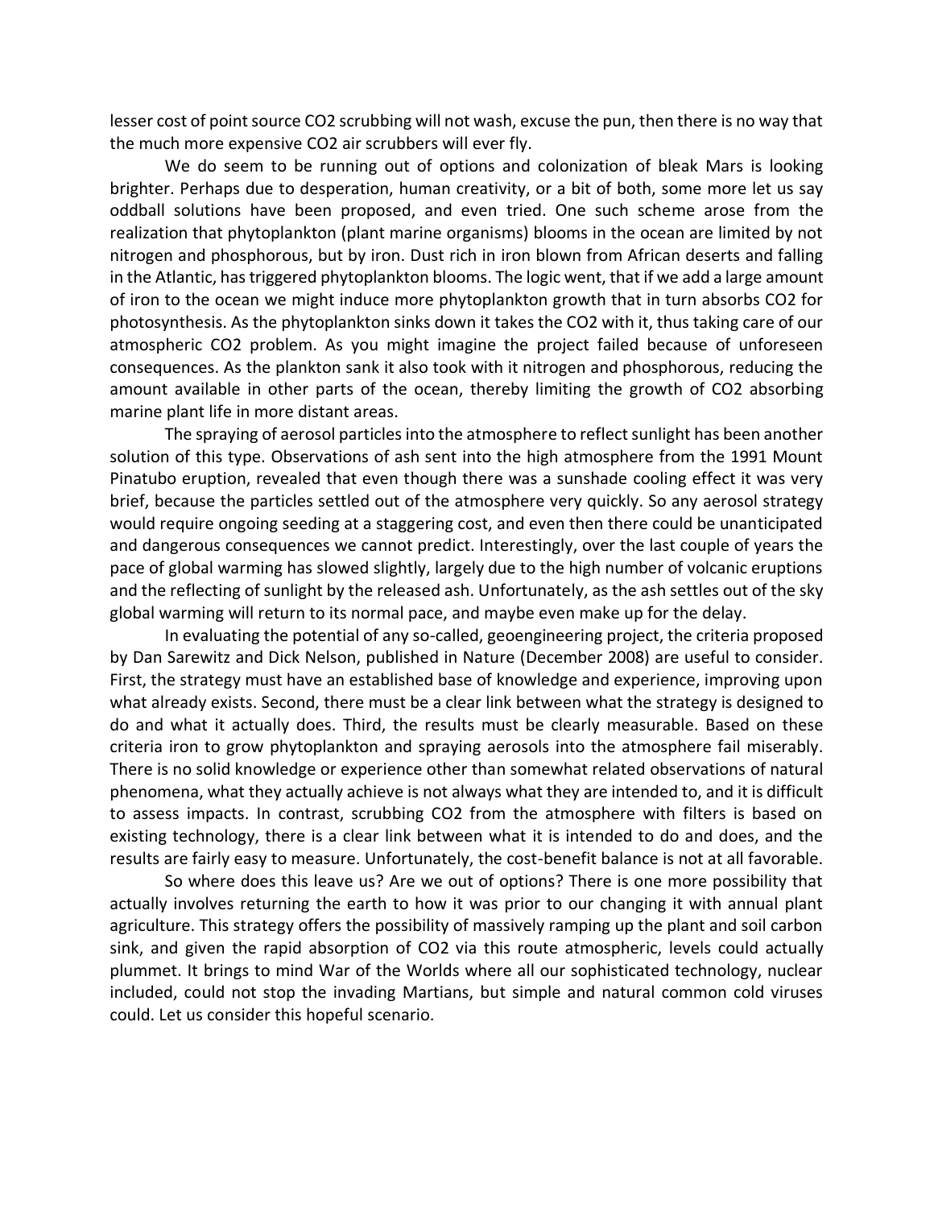lesser cost of point source $CO_2$ scrubbing will not wash, excuse the pun, then there is no way that the much more expensive $CO_2$ air scrubbers will ever fly.

We do seem to be running out of options and colonization of bleak Mars is looking brighter. Perhaps due to desperation, human creativity, or a bit of both, some more let us say oddball solutions have been proposed, and even tried. One such scheme arose from the realization that phytoplankton (plant marine organisms) blooms in the ocean are limited by not nitrogen and phosphorous, but by iron. Dust rich in iron blown from African deserts and falling in the Atlantic, has triggered phytoplankton blooms. The logic went, that if we add a large amount of iron to the ocean we might induce more phytoplankton growth that in turn absorbs $CO_2$ for photosynthesis. As the phytoplankton sinks down it takes the $CO_2$ with it, thus taking care of our atmospheric $CO_2$ problem. As you might imagine the project failed because of unforeseen consequences. As the plankton sank it also took with it nitrogen and phosphorous, reducing the amount available in other parts of the ocean, thereby limiting the growth of $CO_2$ absorbing marine plant life in more distant areas.

The spraying of aerosol particles into the atmosphere to reflect sunlight has been another solution of this type. Observations of ash sent into the high atmosphere from the 1991 Mount Pinatubo eruption, revealed that even though there was a sunshade cooling effect it was very brief, because the particles settled out of the atmosphere very quickly. So any aerosol strategy would require ongoing seeding at a staggering cost, and even then there could be unanticipated and dangerous consequences we cannot predict. Interestingly, over the last couple of years the pace of global warming has slowed slightly, largely due to the high number of volcanic eruptions and the reflecting of sunlight by the released ash. Unfortunately, as the ash settles out of the sky global warming will return to its normal pace, and maybe even make up for the delay.

In evaluating the potential of any so-called, geoengineering project, the criteria proposed by Dan Sarewitz and Dick Nelson, published in Nature (December 2008) are useful to consider. First, the strategy must have an established base of knowledge and experience, improving upon what already exists. Second, there must be a clear link between what the strategy is designed to do and what it actually does. Third, the results must be clearly measurable. Based on these criteria iron to grow phytoplankton and spraying aerosols into the atmosphere fail miserably. There is no solid knowledge or experience other than somewhat related observations of natural phenomena, what they actually achieve is not always what they are intended to, and it is difficult to assess impacts. In contrast, scrubbing $CO_2$ from the atmosphere with filters is based on existing technology, there is a clear link between what it is intended to do and does, and the results are fairly easy to measure. Unfortunately, the cost-benefit balance is not at all favorable.

So where does this leave us? Are we out of options? There is one more possibility that actually involves returning the earth to how it was prior to our changing it with annual plant agriculture. This strategy offers the possibility of massively ramping up the plant and soil carbon sink, and given the rapid absorption of $CO_2$ via this route atmospheric, levels could actually plummet. It brings to mind War of the Worlds where all our sophisticated technology, nuclear included, could not stop the invading Martians, but simple and natural common cold viruses could. Let us consider this hopeful scenario.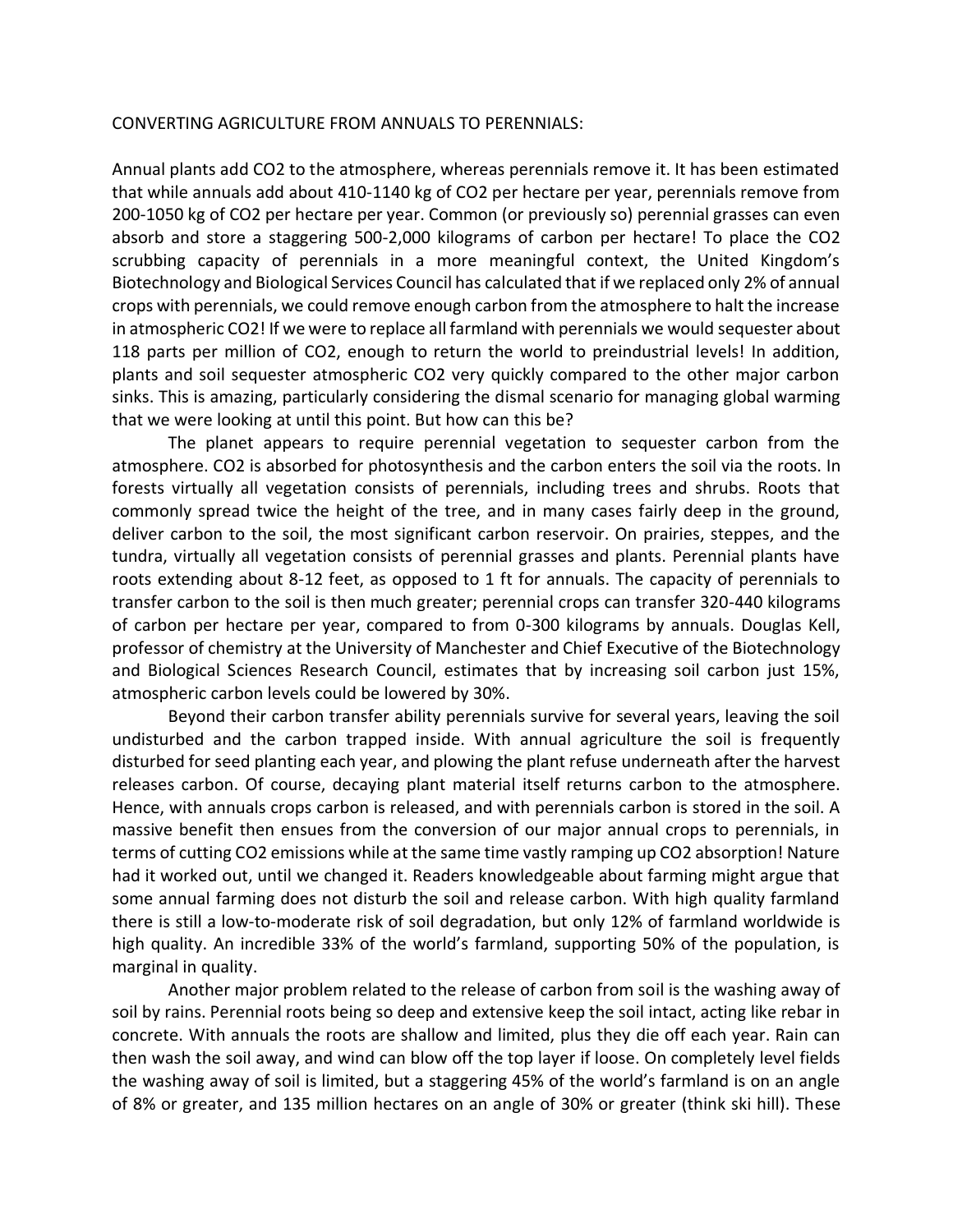CONVERTING AGRICULTURE FROM ANNUALS TO PERENNIALS:

Annual plants add $CO_2$ to the atmosphere, whereas perennials remove it. It has been estimated that while annuals add about 410-1140 kg of $CO_2$ per hectare per year, perennials remove from 200-1050 kg of $CO_2$ per hectare per year. Common (or previously so) perennial grasses can even absorb and store a staggering 500-2,000 kilograms of carbon per hectare! To place the $CO_2$ scrubbing capacity of perennials in a more meaningful context, the United Kingdom's Biotechnology and Biological Services Council has calculated that if we replaced only 2% of annual crops with perennials, we could remove enough carbon from the atmosphere to halt the increase in atmospheric $CO_2$! If we were to replace all farmland with perennials we would sequester about 118 parts per million of $CO_2$, enough to return the world to preindustrial levels! In addition, plants and soil sequester atmospheric $CO_2$ very quickly compared to the other major carbon sinks. This is amazing, particularly considering the dismal scenario for managing global warming that we were looking at until this point. But how can this be?

The planet appears to require perennial vegetation to sequester carbon from the atmosphere. $CO_2$ is absorbed for photosynthesis and the carbon enters the soil via the roots. In forests virtually all vegetation consists of perennials, including trees and shrubs. Roots that commonly spread twice the height of the tree, and in many cases fairly deep in the ground, deliver carbon to the soil, the most significant carbon reservoir. On prairies, steppes, and the tundra, virtually all vegetation consists of perennial grasses and plants. Perennial plants have roots extending about 8-12 feet, as opposed to 1 ft for annuals. The capacity of perennials to transfer carbon to the soil is then much greater; perennial crops can transfer 320-440 kilograms of carbon per hectare per year, compared to from 0-300 kilograms by annuals. Douglas Kell, professor of chemistry at the University of Manchester and Chief Executive of the Biotechnology and Biological Sciences Research Council, estimates that by increasing soil carbon just 15%, atmospheric carbon levels could be lowered by 30%.

Beyond their carbon transfer ability perennials survive for several years, leaving the soil undisturbed and the carbon trapped inside. With annual agriculture the soil is frequently disturbed for seed planting each year, and plowing the plant refuse underneath after the harvest releases carbon. Of course, decaying plant material itself returns carbon to the atmosphere. Hence, with annuals crops carbon is released, and with perennials carbon is stored in the soil. A massive benefit then ensues from the conversion of our major annual crops to perennials, in terms of cutting $CO_2$ emissions while at the same time vastly ramping up $CO_2$ absorption! Nature had it worked out, until we changed it. Readers knowledgeable about farming might argue that some annual farming does not disturb the soil and release carbon. With high quality farmland there is still a low-to-moderate risk of soil degradation, but only 12% of farmland worldwide is high quality. An incredible 33% of the world's farmland, supporting 50% of the population, is marginal in quality.

Another major problem related to the release of carbon from soil is the washing away of soil by rains. Perennial roots being so deep and extensive keep the soil intact, acting like rebar in concrete. With annuals the roots are shallow and limited, plus they die off each year. Rain can then wash the soil away, and wind can blow off the top layer if loose. On completely level fields the washing away of soil is limited, but a staggering 45% of the world's farmland is on an angle of 8% or greater, and 135 million hectares on an angle of 30% or greater (think ski hill). These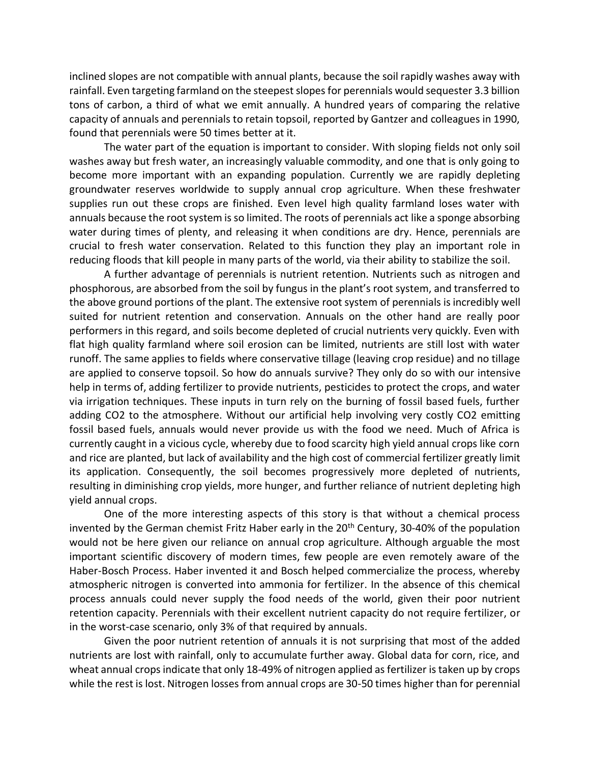inclined slopes are not compatible with annual plants, because the soil rapidly washes away with rainfall. Even targeting farmland on the steepest slopes for perennials would sequester 3.3 billion tons of carbon, a third of what we emit annually. A hundred years of comparing the relative capacity of annuals and perennials to retain topsoil, reported by Gantzer and colleagues in 1990, found that perennials were 50 times better at it.

The water part of the equation is important to consider. With sloping fields not only soil washes away but fresh water, an increasingly valuable commodity, and one that is only going to become more important with an expanding population. Currently we are rapidly depleting groundwater reserves worldwide to supply annual crop agriculture. When these freshwater supplies run out these crops are finished. Even level high quality farmland loses water with annuals because the root system is so limited. The roots of perennials act like a sponge absorbing water during times of plenty, and releasing it when conditions are dry. Hence, perennials are crucial to fresh water conservation. Related to this function they play an important role in reducing floods that kill people in many parts of the world, via their ability to stabilize the soil.

A further advantage of perennials is nutrient retention. Nutrients such as nitrogen and phosphorous, are absorbed from the soil by fungus in the plant's root system, and transferred to the above ground portions of the plant. The extensive root system of perennials is incredibly well suited for nutrient retention and conservation. Annuals on the other hand are really poor performers in this regard, and soils become depleted of crucial nutrients very quickly. Even with flat high quality farmland where soil erosion can be limited, nutrients are still lost with water runoff. The same applies to fields where conservative tillage (leaving crop residue) and no tillage are applied to conserve topsoil. So how do annuals survive? They only do so with our intensive help in terms of, adding fertilizer to provide nutrients, pesticides to protect the crops, and water via irrigation techniques. These inputs in turn rely on the burning of fossil based fuels, further adding $CO_2$ to the atmosphere. Without our artificial help involving very costly $CO_2$ emitting fossil based fuels, annuals would never provide us with the food we need. Much of Africa is currently caught in a vicious cycle, whereby due to food scarcity high yield annual crops like corn and rice are planted, but lack of availability and the high cost of commercial fertilizer greatly limit its application. Consequently, the soil becomes progressively more depleted of nutrients, resulting in diminishing crop yields, more hunger, and further reliance of nutrient depleting high yield annual crops.

One of the more interesting aspects of this story is that without a chemical process invented by the German chemist Fritz Haber early in the 20th Century, 30-40% of the population would not be here given our reliance on annual crop agriculture. Although arguable the most important scientific discovery of modern times, few people are even remotely aware of the Haber-Bosch Process. Haber invented it and Bosch helped commercialize the process, whereby atmospheric nitrogen is converted into ammonia for fertilizer. In the absence of this chemical process annuals could never supply the food needs of the world, given their poor nutrient retention capacity. Perennials with their excellent nutrient capacity do not require fertilizer, or in the worst-case scenario, only 3% of that required by annuals.

Given the poor nutrient retention of annuals it is not surprising that most of the added nutrients are lost with rainfall, only to accumulate further away. Global data for corn, rice, and wheat annual crops indicate that only 18-49% of nitrogen applied as fertilizer is taken up by crops while the rest is lost. Nitrogen losses from annual crops are 30-50 times higher than for perennial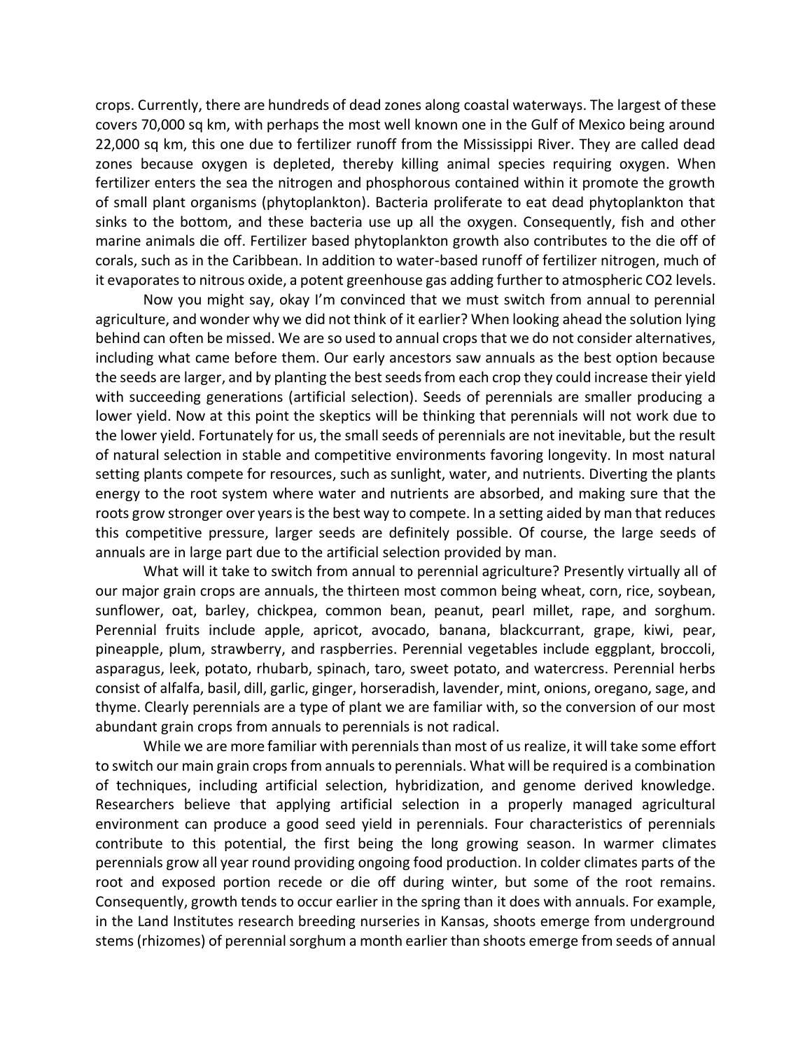crops. Currently, there are hundreds of dead zones along coastal waterways. The largest of these covers 70,000 sq km, with perhaps the most well known one in the Gulf of Mexico being around 22,000 sq km, this one due to fertilizer runoff from the Mississippi River. They are called dead zones because oxygen is depleted, thereby killing animal species requiring oxygen. When fertilizer enters the sea the nitrogen and phosphorous contained within it promote the growth of small plant organisms (phytoplankton). Bacteria proliferate to eat dead phytoplankton that sinks to the bottom, and these bacteria use up all the oxygen. Consequently, fish and other marine animals die off. Fertilizer based phytoplankton growth also contributes to the die off of corals, such as in the Caribbean. In addition to water-based runoff of fertilizer nitrogen, much of it evaporates to nitrous oxide, a potent greenhouse gas adding further to atmospheric $CO_2$ levels.

Now you might say, okay I'm convinced that we must switch from annual to perennial agriculture, and wonder why we did not think of it earlier? When looking ahead the solution lying behind can often be missed. We are so used to annual crops that we do not consider alternatives, including what came before them. Our early ancestors saw annuals as the best option because the seeds are larger, and by planting the best seeds from each crop they could increase their yield with succeeding generations (artificial selection). Seeds of perennials are smaller producing a lower yield. Now at this point the skeptics will be thinking that perennials will not work due to the lower yield. Fortunately for us, the small seeds of perennials are not inevitable, but the result of natural selection in stable and competitive environments favoring longevity. In most natural setting plants compete for resources, such as sunlight, water, and nutrients. Diverting the plants energy to the root system where water and nutrients are absorbed, and making sure that the roots grow stronger over years is the best way to compete. In a setting aided by man that reduces this competitive pressure, larger seeds are definitely possible. Of course, the large seeds of annuals are in large part due to the artificial selection provided by man.

What will it take to switch from annual to perennial agriculture? Presently virtually all of our major grain crops are annuals, the thirteen most common being wheat, corn, rice, soybean, sunflower, oat, barley, chickpea, common bean, peanut, pearl millet, rape, and sorghum. Perennial fruits include apple, apricot, avocado, banana, blackcurrant, grape, kiwi, pear, pineapple, plum, strawberry, and raspberries. Perennial vegetables include eggplant, broccoli, asparagus, leek, potato, rhubarb, spinach, taro, sweet potato, and watercress. Perennial herbs consist of alfalfa, basil, dill, garlic, ginger, horseradish, lavender, mint, onions, oregano, sage, and thyme. Clearly perennials are a type of plant we are familiar with, so the conversion of our most abundant grain crops from annuals to perennials is not radical.

While we are more familiar with perennials than most of us realize, it will take some effort to switch our main grain crops from annuals to perennials. What will be required is a combination of techniques, including artificial selection, hybridization, and genome derived knowledge. Researchers believe that applying artificial selection in a properly managed agricultural environment can produce a good seed yield in perennials. Four characteristics of perennials contribute to this potential, the first being the long growing season. In warmer climates perennials grow all year round providing ongoing food production. In colder climates parts of the root and exposed portion recede or die off during winter, but some of the root remains. Consequently, growth tends to occur earlier in the spring than it does with annuals. For example, in the Land Institutes research breeding nurseries in Kansas, shoots emerge from underground stems (rhizomes) of perennial sorghum a month earlier than shoots emerge from seeds of annual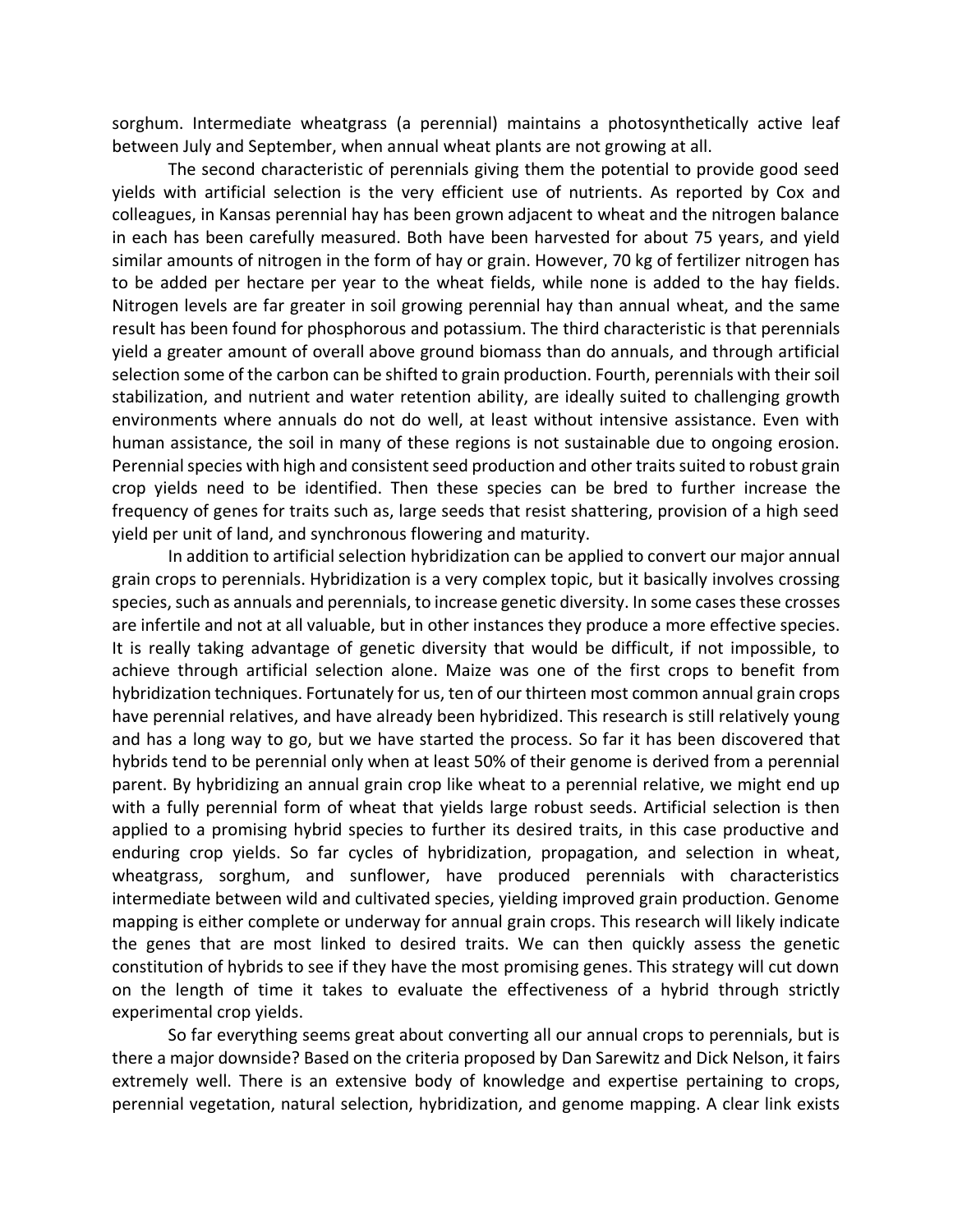sorghum. Intermediate wheatgrass (a perennial) maintains a photosynthetically active leaf between July and September, when annual wheat plants are not growing at all.

The second characteristic of perennials giving them the potential to provide good seed yields with artificial selection is the very efficient use of nutrients. As reported by Cox and colleagues, in Kansas perennial hay has been grown adjacent to wheat and the nitrogen balance in each has been carefully measured. Both have been harvested for about 75 years, and yield similar amounts of nitrogen in the form of hay or grain. However, 70 kg of fertilizer nitrogen has to be added per hectare per year to the wheat fields, while none is added to the hay fields. Nitrogen levels are far greater in soil growing perennial hay than annual wheat, and the same result has been found for phosphorous and potassium. The third characteristic is that perennials yield a greater amount of overall above ground biomass than do annuals, and through artificial selection some of the carbon can be shifted to grain production. Fourth, perennials with their soil stabilization, and nutrient and water retention ability, are ideally suited to challenging growth environments where annuals do not do well, at least without intensive assistance. Even with human assistance, the soil in many of these regions is not sustainable due to ongoing erosion. Perennial species with high and consistent seed production and other traits suited to robust grain crop yields need to be identified. Then these species can be bred to further increase the frequency of genes for traits such as, large seeds that resist shattering, provision of a high seed yield per unit of land, and synchronous flowering and maturity.

In addition to artificial selection hybridization can be applied to convert our major annual grain crops to perennials. Hybridization is a very complex topic, but it basically involves crossing species, such as annuals and perennials, to increase genetic diversity. In some cases these crosses are infertile and not at all valuable, but in other instances they produce a more effective species. It is really taking advantage of genetic diversity that would be difficult, if not impossible, to achieve through artificial selection alone. Maize was one of the first crops to benefit from hybridization techniques. Fortunately for us, ten of our thirteen most common annual grain crops have perennial relatives, and have already been hybridized. This research is still relatively young and has a long way to go, but we have started the process. So far it has been discovered that hybrids tend to be perennial only when at least 50% of their genome is derived from a perennial parent. By hybridizing an annual grain crop like wheat to a perennial relative, we might end up with a fully perennial form of wheat that yields large robust seeds. Artificial selection is then applied to a promising hybrid species to further its desired traits, in this case productive and enduring crop yields. So far cycles of hybridization, propagation, and selection in wheat, wheatgrass, sorghum, and sunflower, have produced perennials with characteristics intermediate between wild and cultivated species, yielding improved grain production. Genome mapping is either complete or underway for annual grain crops. This research will likely indicate the genes that are most linked to desired traits. We can then quickly assess the genetic constitution of hybrids to see if they have the most promising genes. This strategy will cut down on the length of time it takes to evaluate the effectiveness of a hybrid through strictly experimental crop yields.

So far everything seems great about converting all our annual crops to perennials, but is there a major downside? Based on the criteria proposed by Dan Sarewitz and Dick Nelson, it fairs extremely well. There is an extensive body of knowledge and expertise pertaining to crops, perennial vegetation, natural selection, hybridization, and genome mapping. A clear link exists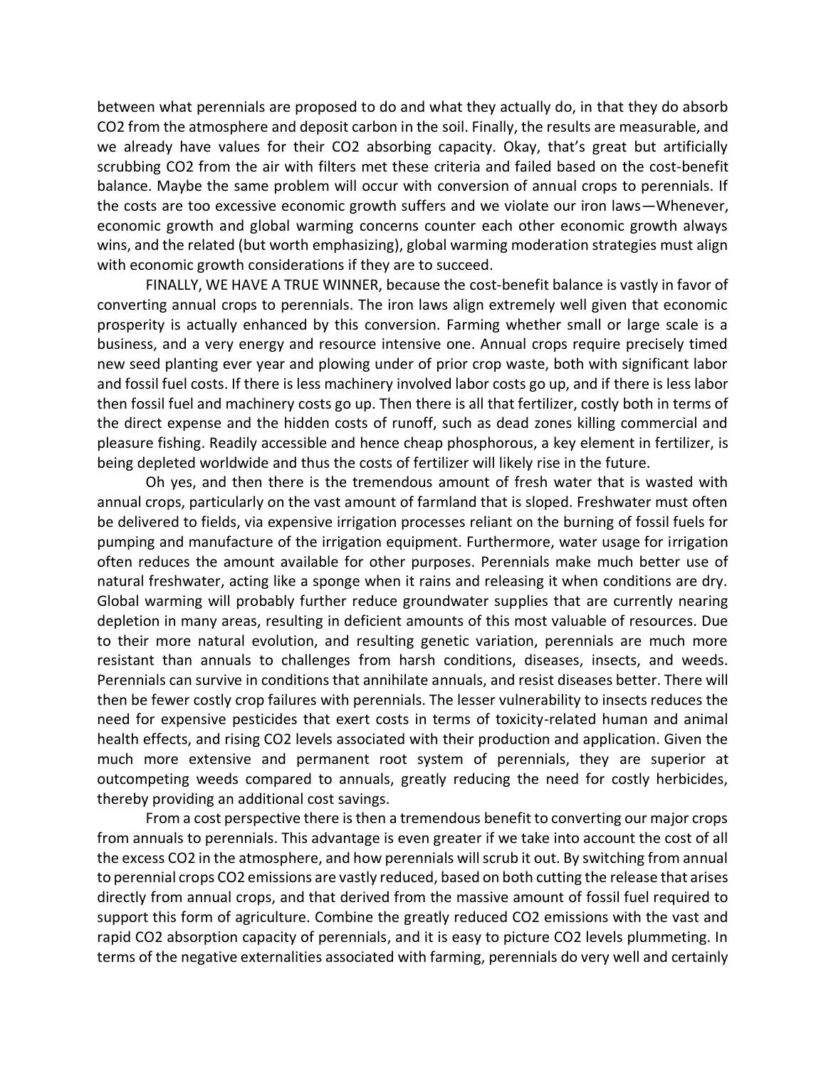between what perennials are proposed to do and what they actually do, in that they do absorb $CO_2$ from the atmosphere and deposit carbon in the soil. Finally, the results are measurable, and we already have values for their $CO_2$ absorbing capacity. Okay, that's great but artificially scrubbing $CO_2$ from the air with filters met these criteria and failed based on the cost-benefit balance. Maybe the same problem will occur with conversion of annual crops to perennials. If the costs are too excessive economic growth suffers and we violate our iron laws—Whenever, economic growth and global warming concerns counter each other economic growth always wins, and the related (but worth emphasizing), global warming moderation strategies must align with economic growth considerations if they are to succeed.

FINALLY, WE HAVE A TRUE WINNER, because the cost-benefit balance is vastly in favor of converting annual crops to perennials. The iron laws align extremely well given that economic prosperity is actually enhanced by this conversion. Farming whether small or large scale is a business, and a very energy and resource intensive one. Annual crops require precisely timed new seed planting ever year and plowing under of prior crop waste, both with significant labor and fossil fuel costs. If there is less machinery involved labor costs go up, and if there is less labor then fossil fuel and machinery costs go up. Then there is all that fertilizer, costly both in terms of the direct expense and the hidden costs of runoff, such as dead zones killing commercial and pleasure fishing. Readily accessible and hence cheap phosphorous, a key element in fertilizer, is being depleted worldwide and thus the costs of fertilizer will likely rise in the future.

Oh yes, and then there is the tremendous amount of fresh water that is wasted with annual crops, particularly on the vast amount of farmland that is sloped. Freshwater must often be delivered to fields, via expensive irrigation processes reliant on the burning of fossil fuels for pumping and manufacture of the irrigation equipment. Furthermore, water usage for irrigation often reduces the amount available for other purposes. Perennials make much better use of natural freshwater, acting like a sponge when it rains and releasing it when conditions are dry. Global warming will probably further reduce groundwater supplies that are currently nearing depletion in many areas, resulting in deficient amounts of this most valuable of resources. Due to their more natural evolution, and resulting genetic variation, perennials are much more resistant than annuals to challenges from harsh conditions, diseases, insects, and weeds. Perennials can survive in conditions that annihilate annuals, and resist diseases better. There will then be fewer costly crop failures with perennials. The lesser vulnerability to insects reduces the need for expensive pesticides that exert costs in terms of toxicity-related human and animal health effects, and rising $CO_2$ levels associated with their production and application. Given the much more extensive and permanent root system of perennials, they are superior at outcompeting weeds compared to annuals, greatly reducing the need for costly herbicides, thereby providing an additional cost savings.

From a cost perspective there is then a tremendous benefit to converting our major crops from annuals to perennials. This advantage is even greater if we take into account the cost of all the excess $CO_2$ in the atmosphere, and how perennials will scrub it out. By switching from annual to perennial crops $CO_2$ emissions are vastly reduced, based on both cutting the release that arises directly from annual crops, and that derived from the massive amount of fossil fuel required to support this form of agriculture. Combine the greatly reduced $CO_2$ emissions with the vast and rapid $CO_2$ absorption capacity of perennials, and it is easy to picture $CO_2$ levels plummeting. In terms of the negative externalities associated with farming, perennials do very well and certainly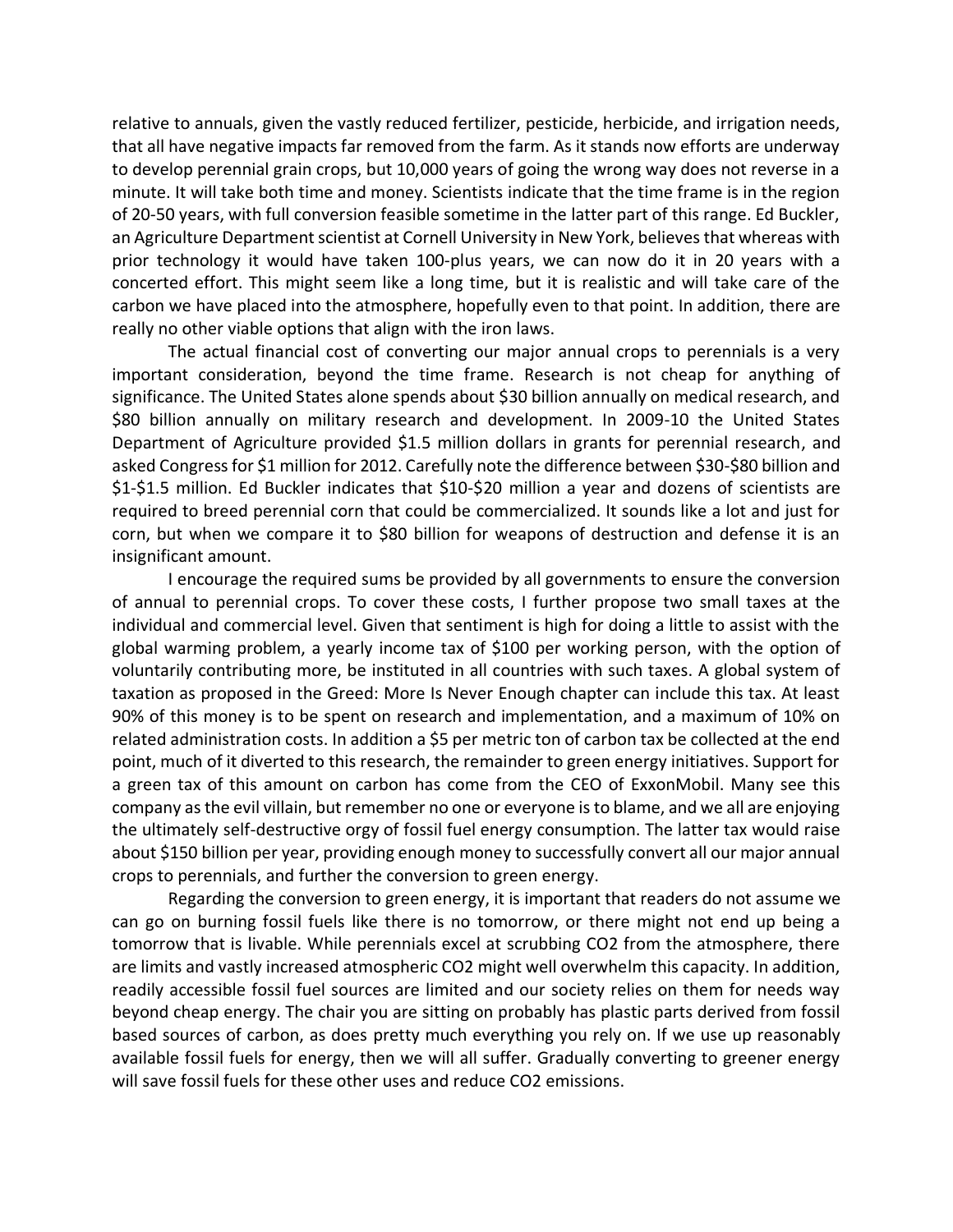relative to annuals, given the vastly reduced fertilizer, pesticide, herbicide, and irrigation needs, that all have negative impacts far removed from the farm. As it stands now efforts are underway to develop perennial grain crops, but 10,000 years of going the wrong way does not reverse in a minute. It will take both time and money. Scientists indicate that the time frame is in the region of 20-50 years, with full conversion feasible sometime in the latter part of this range. Ed Buckler, an Agriculture Department scientist at Cornell University in New York, believes that whereas with prior technology it would have taken 100-plus years, we can now do it in 20 years with a concerted effort. This might seem like a long time, but it is realistic and will take care of the carbon we have placed into the atmosphere, hopefully even to that point. In addition, there are really no other viable options that align with the iron laws.

The actual financial cost of converting our major annual crops to perennials is a very important consideration, beyond the time frame. Research is not cheap for anything of significance. The United States alone spends about $30 billion annually on medical research, and $80 billion annually on military research and development. In 2009-10 the United States Department of Agriculture provided $1.5 million dollars in grants for perennial research, and asked Congress for $1 million for 2012. Carefully note the difference between $30-$80 billion and $1-$1.5 million. Ed Buckler indicates that $10-$20 million a year and dozens of scientists are required to breed perennial corn that could be commercialized. It sounds like a lot and just for corn, but when we compare it to $80 billion for weapons of destruction and defense it is an insignificant amount.

I encourage the required sums be provided by all governments to ensure the conversion of annual to perennial crops. To cover these costs, I further propose two small taxes at the individual and commercial level. Given that sentiment is high for doing a little to assist with the global warming problem, a yearly income tax of $100 per working person, with the option of voluntarily contributing more, be instituted in all countries with such taxes. A global system of taxation as proposed in the Greed: More Is Never Enough chapter can include this tax. At least 90% of this money is to be spent on research and implementation, and a maximum of 10% on related administration costs. In addition a $5 per metric ton of carbon tax be collected at the end point, much of it diverted to this research, the remainder to green energy initiatives. Support for a green tax of this amount on carbon has come from the CEO of ExxonMobil. Many see this company as the evil villain, but remember no one or everyone is to blame, and we all are enjoying the ultimately self-destructive orgy of fossil fuel energy consumption. The latter tax would raise about $150 billion per year, providing enough money to successfully convert all our major annual crops to perennials, and further the conversion to green energy.

Regarding the conversion to green energy, it is important that readers do not assume we can go on burning fossil fuels like there is no tomorrow, or there might not end up being a tomorrow that is livable. While perennials excel at scrubbing $CO_2$ from the atmosphere, there are limits and vastly increased atmospheric $CO_2$ might well overwhelm this capacity. In addition, readily accessible fossil fuel sources are limited and our society relies on them for needs way beyond cheap energy. The chair you are sitting on probably has plastic parts derived from fossil based sources of carbon, as does pretty much everything you rely on. If we use up reasonably available fossil fuels for energy, then we will all suffer. Gradually converting to greener energy will save fossil fuels for these other uses and reduce $CO_2$ emissions.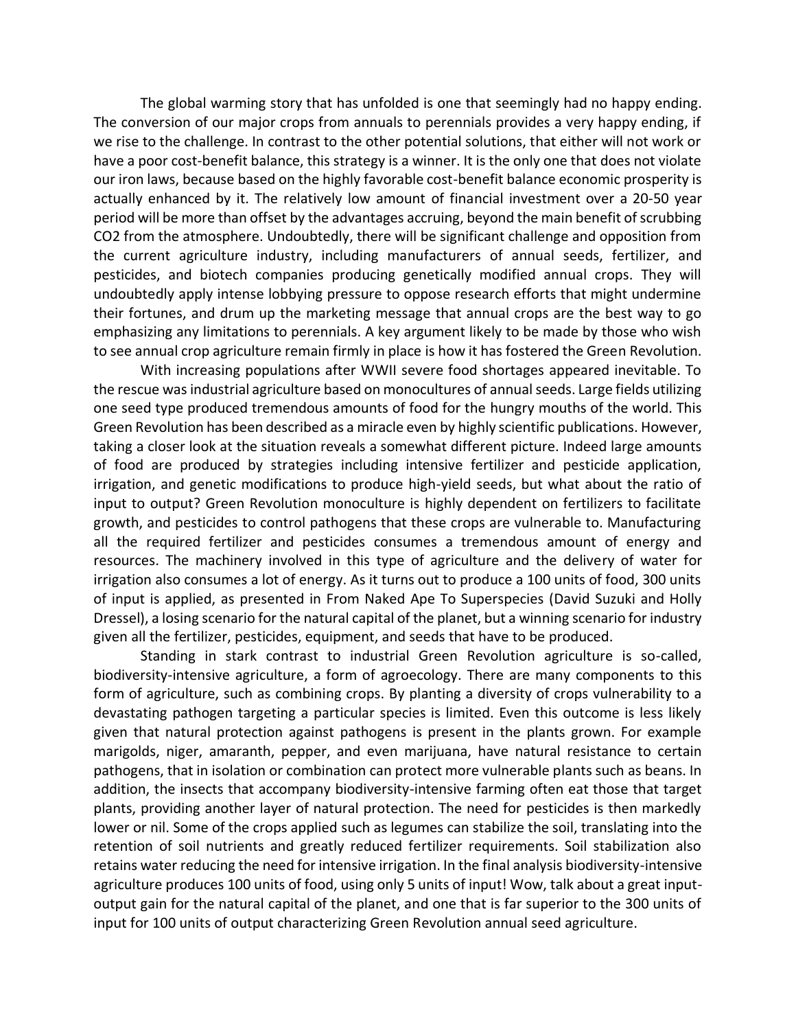The global warming story that has unfolded is one that seemingly had no happy ending. The conversion of our major crops from annuals to perennials provides a very happy ending, if we rise to the challenge. In contrast to the other potential solutions, that either will not work or have a poor cost-benefit balance, this strategy is a winner. It is the only one that does not violate our iron laws, because based on the highly favorable cost-benefit balance economic prosperity is actually enhanced by it. The relatively low amount of financial investment over a 20-50 year period will be more than offset by the advantages accruing, beyond the main benefit of scrubbing $CO_2$ from the atmosphere. Undoubtedly, there will be significant challenge and opposition from the current agriculture industry, including manufacturers of annual seeds, fertilizer, and pesticides, and biotech companies producing genetically modified annual crops. They will undoubtedly apply intense lobbying pressure to oppose research efforts that might undermine their fortunes, and drum up the marketing message that annual crops are the best way to go emphasizing any limitations to perennials. A key argument likely to be made by those who wish to see annual crop agriculture remain firmly in place is how it has fostered the Green Revolution.

With increasing populations after WWII severe food shortages appeared inevitable. To the rescue was industrial agriculture based on monocultures of annual seeds. Large fields utilizing one seed type produced tremendous amounts of food for the hungry mouths of the world. This Green Revolution has been described as a miracle even by highly scientific publications. However, taking a closer look at the situation reveals a somewhat different picture. Indeed large amounts of food are produced by strategies including intensive fertilizer and pesticide application, irrigation, and genetic modifications to produce high-yield seeds, but what about the ratio of input to output? Green Revolution monoculture is highly dependent on fertilizers to facilitate growth, and pesticides to control pathogens that these crops are vulnerable to. Manufacturing all the required fertilizer and pesticides consumes a tremendous amount of energy and resources. The machinery involved in this type of agriculture and the delivery of water for irrigation also consumes a lot of energy. As it turns out to produce a 100 units of food, 300 units of input is applied, as presented in From Naked Ape To Superspecies (David Suzuki and Holly Dressel), a losing scenario for the natural capital of the planet, but a winning scenario for industry given all the fertilizer, pesticides, equipment, and seeds that have to be produced.

Standing in stark contrast to industrial Green Revolution agriculture is so-called, biodiversity-intensive agriculture, a form of agroecology. There are many components to this form of agriculture, such as combining crops. By planting a diversity of crops vulnerability to a devastating pathogen targeting a particular species is limited. Even this outcome is less likely given that natural protection against pathogens is present in the plants grown. For example marigolds, niger, amaranth, pepper, and even marijuana, have natural resistance to certain pathogens, that in isolation or combination can protect more vulnerable plants such as beans. In addition, the insects that accompany biodiversity-intensive farming often eat those that target plants, providing another layer of natural protection. The need for pesticides is then markedly lower or nil. Some of the crops applied such as legumes can stabilize the soil, translating into the retention of soil nutrients and greatly reduced fertilizer requirements. Soil stabilization also retains water reducing the need for intensive irrigation. In the final analysis biodiversity-intensive agriculture produces 100 units of food, using only 5 units of input! Wow, talk about a great input-output gain for the natural capital of the planet, and one that is far superior to the 300 units of input for 100 units of output characterizing Green Revolution annual seed agriculture.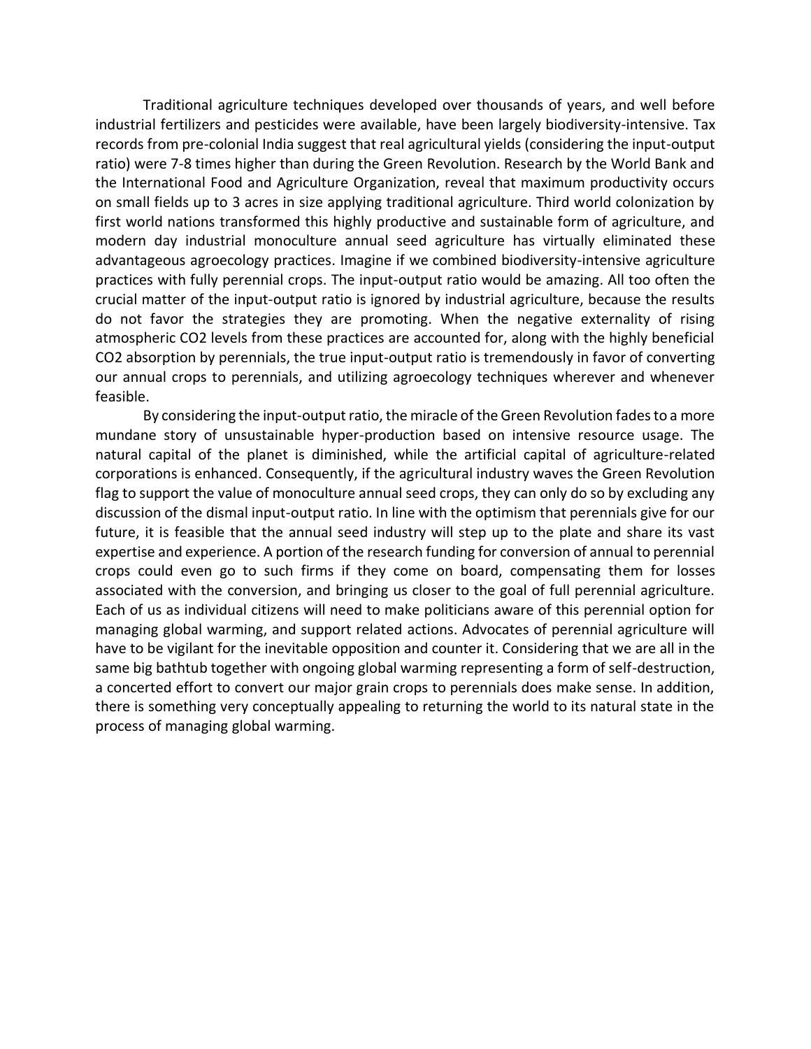Traditional agriculture techniques developed over thousands of years, and well before industrial fertilizers and pesticides were available, have been largely biodiversity-intensive. Tax records from pre-colonial India suggest that real agricultural yields (considering the input-output ratio) were 7-8 times higher than during the Green Revolution. Research by the World Bank and the International Food and Agriculture Organization, reveal that maximum productivity occurs on small fields up to 3 acres in size applying traditional agriculture. Third world colonization by first world nations transformed this highly productive and sustainable form of agriculture, and modern day industrial monoculture annual seed agriculture has virtually eliminated these advantageous agroecology practices. Imagine if we combined biodiversity-intensive agriculture practices with fully perennial crops. The input-output ratio would be amazing. All too often the crucial matter of the input-output ratio is ignored by industrial agriculture, because the results do not favor the strategies they are promoting. When the negative externality of rising atmospheric $CO_2$ levels from these practices are accounted for, along with the highly beneficial $CO_2$ absorption by perennials, the true input-output ratio is tremendously in favor of converting our annual crops to perennials, and utilizing agroecology techniques wherever and whenever feasible.

By considering the input-output ratio, the miracle of the Green Revolution fades to a more mundane story of unsustainable hyper-production based on intensive resource usage. The natural capital of the planet is diminished, while the artificial capital of agriculture-related corporations is enhanced. Consequently, if the agricultural industry waves the Green Revolution flag to support the value of monoculture annual seed crops, they can only do so by excluding any discussion of the dismal input-output ratio. In line with the optimism that perennials give for our future, it is feasible that the annual seed industry will step up to the plate and share its vast expertise and experience. A portion of the research funding for conversion of annual to perennial crops could even go to such firms if they come on board, compensating them for losses associated with the conversion, and bringing us closer to the goal of full perennial agriculture. Each of us as individual citizens will need to make politicians aware of this perennial option for managing global warming, and support related actions. Advocates of perennial agriculture will have to be vigilant for the inevitable opposition and counter it. Considering that we are all in the same big bathtub together with ongoing global warming representing a form of self-destruction, a concerted effort to convert our major grain crops to perennials does make sense. In addition, there is something very conceptually appealing to returning the world to its natural state in the process of managing global warming.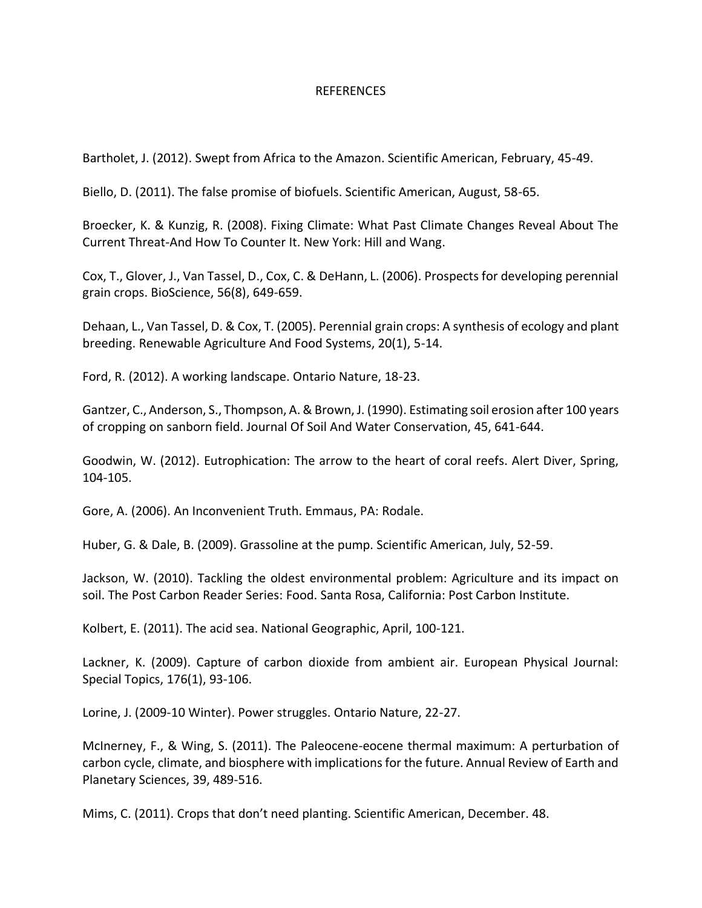# REFERENCES

Bartholet, J. (2012). Swept from Africa to the Amazon. Scientific American, February, 45-49.

Biello, D. (2011). The false promise of biofuels. Scientific American, August, 58-65.

Broecker, K. & Kunzig, R. (2008). Fixing Climate: What Past Climate Changes Reveal About The Current Threat-And How To Counter It. New York: Hill and Wang.

Cox, T., Glover, J., Van Tassel, D., Cox, C. & DeHann, L. (2006). Prospects for developing perennial grain crops. BioScience, 56(8), 649-659.

Dehaan, L., Van Tassel, D. & Cox, T. (2005). Perennial grain crops: A synthesis of ecology and plant breeding. Renewable Agriculture And Food Systems, 20(1), 5-14.

Ford, R. (2012). A working landscape. Ontario Nature, 18-23.

Gantzer, C., Anderson, S., Thompson, A. & Brown, J. (1990). Estimating soil erosion after 100 years of cropping on sanborn field. Journal Of Soil And Water Conservation, 45, 641-644.

Goodwin, W. (2012). Eutrophication: The arrow to the heart of coral reefs. Alert Diver, Spring, 104-105.

Gore, A. (2006). An Inconvenient Truth. Emmaus, PA: Rodale.

Huber, G. & Dale, B. (2009). Grassoline at the pump. Scientific American, July, 52-59.

Jackson, W. (2010). Tackling the oldest environmental problem: Agriculture and its impact on soil. The Post Carbon Reader Series: Food. Santa Rosa, California: Post Carbon Institute.

Kolbert, E. (2011). The acid sea. National Geographic, April, 100-121.

Lackner, K. (2009). Capture of carbon dioxide from ambient air. European Physical Journal: Special Topics, 176(1), 93-106.

Lorine, J. (2009-10 Winter). Power struggles. Ontario Nature, 22-27.

McInerney, F., & Wing, S. (2011). The Paleocene-eocene thermal maximum: A perturbation of carbon cycle, climate, and biosphere with implications for the future. Annual Review of Earth and Planetary Sciences, 39, 489-516.

Mims, C. (2011). Crops that don't need planting. Scientific American, December. 48.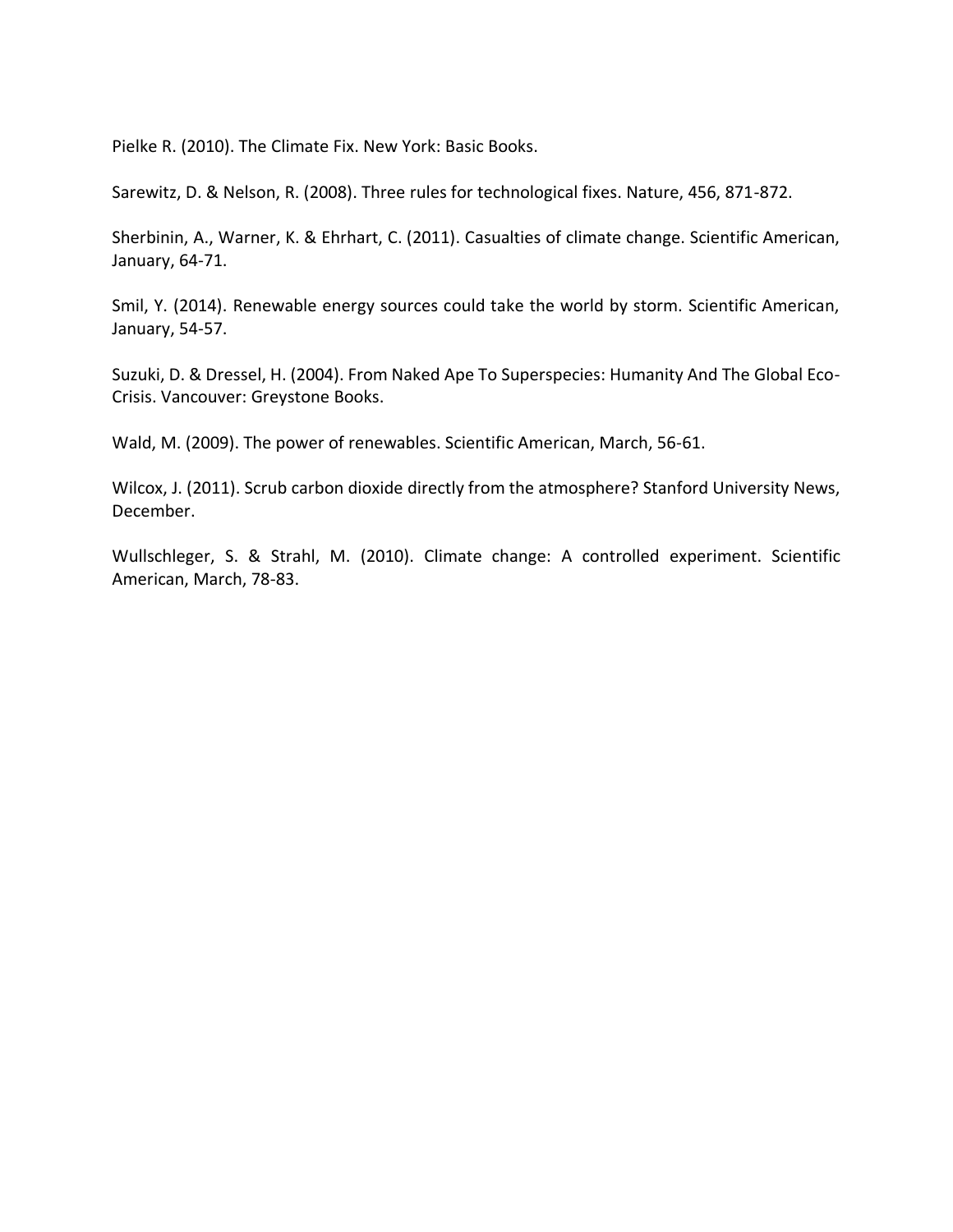Pielke R. (2010). The Climate Fix. New York: Basic Books.

Sarewitz, D. & Nelson, R. (2008). Three rules for technological fixes. Nature, 456, 871-872.

Sherbinin, A., Warner, K. & Ehrhart, C. (2011). Casualties of climate change. Scientific American, January, 64-71.

Smil, Y. (2014). Renewable energy sources could take the world by storm. Scientific American, January, 54-57.

Suzuki, D. & Dressel, H. (2004). From Naked Ape To Superspecies: Humanity And The Global Eco-Crisis. Vancouver: Greystone Books.

Wald, M. (2009). The power of renewables. Scientific American, March, 56-61.

Wilcox, J. (2011). Scrub carbon dioxide directly from the atmosphere? Stanford University News, December.

Wullschleger, S. & Strahl, M. (2010). Climate change: A controlled experiment. Scientific American, March, 78-83.